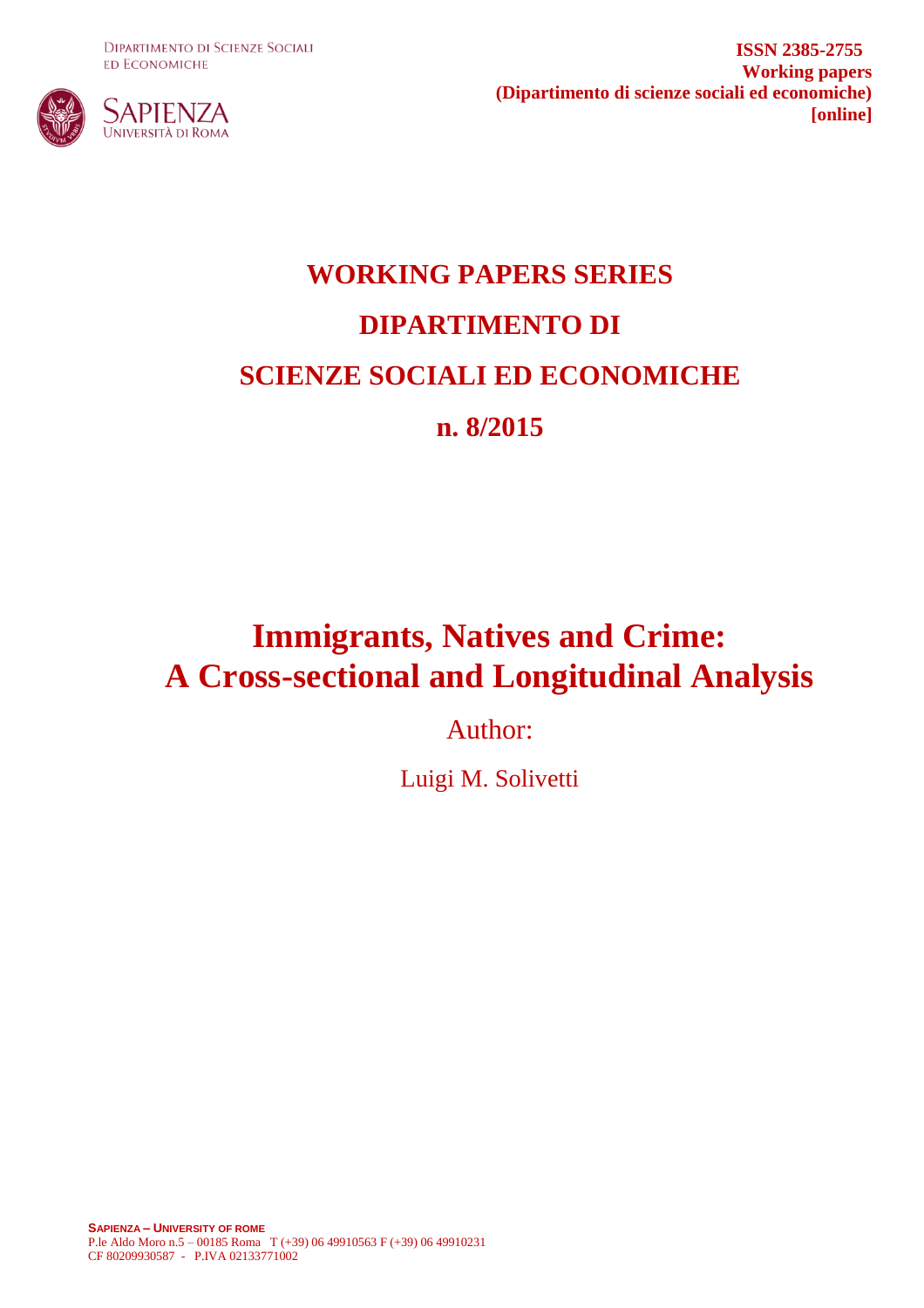Dipartimento di Scienze Sociali
ed Economiche

Sapienza
Università di Roma

**ISSN 2385-2755**
**Working papers**
**(Dipartimento di scienze sociali ed economiche)**
**[online]**

# WORKING PAPERS SERIES
# DIPARTIMENTO DI
# SCIENZE SOCIALI ED ECONOMICHE
# n. 8/2015

# Immigrants, Natives and Crime: A Cross-sectional and Longitudinal Analysis

Author:

Luigi M. Solivetti

**Sapienza – University of rome**
P.le Aldo Moro n.5 – 00185 Roma T (+39) 06 49910563 F (+39) 06 49910231
CF 80209930587 - P.IVA 02133771002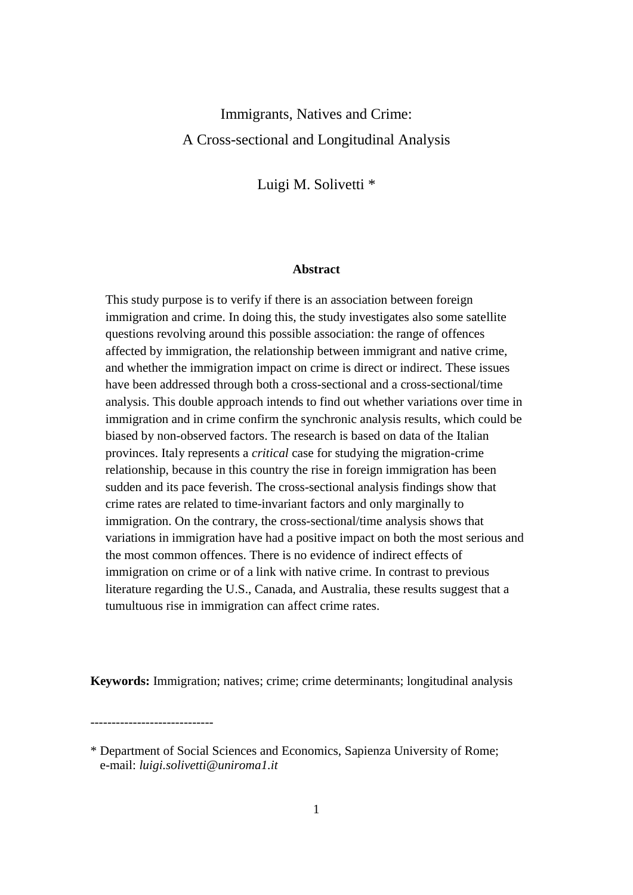# Immigrants, Natives and Crime:
# A Cross-sectional and Longitudinal Analysis

Luigi M. Solivetti *

**Abstract**

This study purpose is to verify if there is an association between foreign immigration and crime. In doing this, the study investigates also some satellite questions revolving around this possible association: the range of offences affected by immigration, the relationship between immigrant and native crime, and whether the immigration impact on crime is direct or indirect. These issues have been addressed through both a cross-sectional and a cross-sectional/time analysis. This double approach intends to find out whether variations over time in immigration and in crime confirm the synchronic analysis results, which could be biased by non-observed factors. The research is based on data of the Italian provinces. Italy represents a *critical* case for studying the migration-crime relationship, because in this country the rise in foreign immigration has been sudden and its pace feverish. The cross-sectional analysis findings show that crime rates are related to time-invariant factors and only marginally to immigration. On the contrary, the cross-sectional/time analysis shows that variations in immigration have had a positive impact on both the most serious and the most common offences. There is no evidence of indirect effects of immigration on crime or of a link with native crime. In contrast to previous literature regarding the U.S., Canada, and Australia, these results suggest that a tumultuous rise in immigration can affect crime rates.

**Keywords:** Immigration; natives; crime; crime determinants; longitudinal analysis

----------------------------

* Department of Social Sciences and Economics, Sapienza University of Rome; e-mail: *luigi.solivetti@uniroma1.it*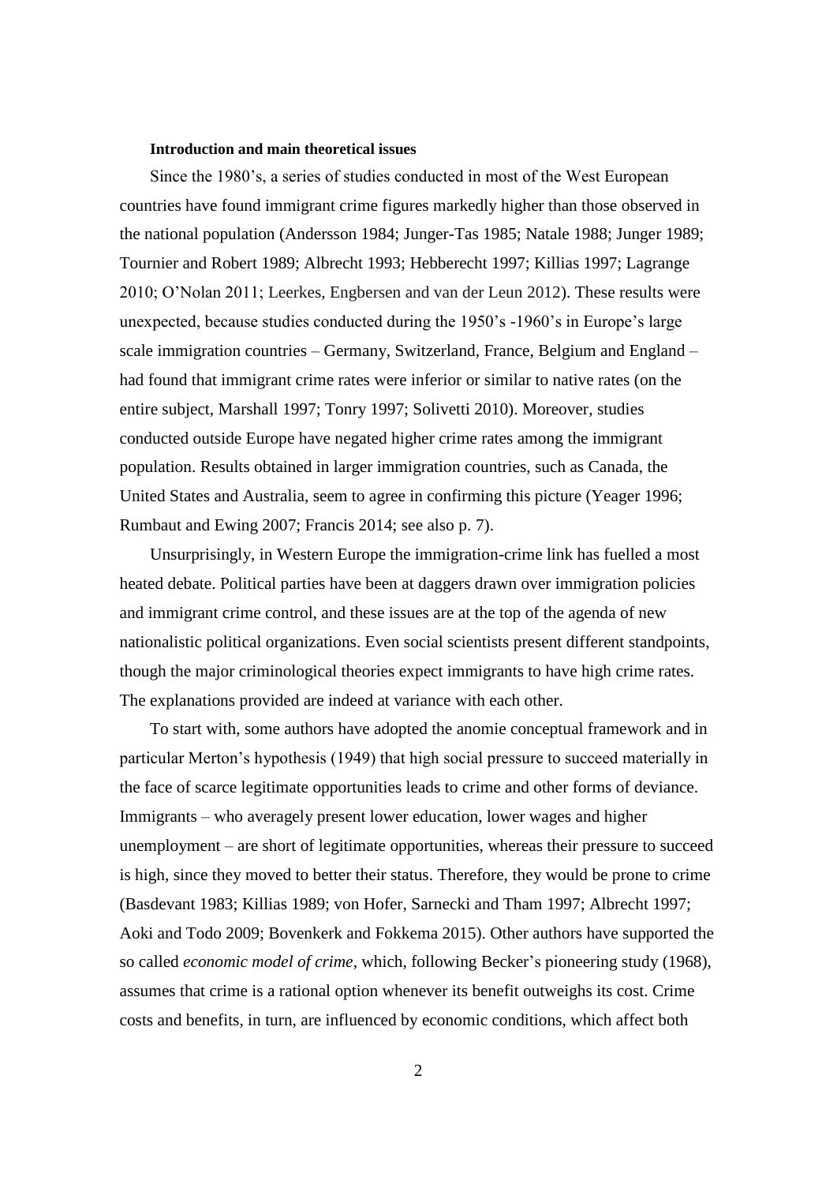**Introduction and main theoretical issues**

Since the 1980's, a series of studies conducted in most of the West European countries have found immigrant crime figures markedly higher than those observed in the national population (Andersson 1984; Junger-Tas 1985; Natale 1988; Junger 1989; Tournier and Robert 1989; Albrecht 1993; Hebberecht 1997; Killias 1997; Lagrange 2010; O'Nolan 2011; Leerkes, Engbersen and van der Leun 2012). These results were unexpected, because studies conducted during the 1950's -1960's in Europe's large scale immigration countries – Germany, Switzerland, France, Belgium and England – had found that immigrant crime rates were inferior or similar to native rates (on the entire subject, Marshall 1997; Tonry 1997; Solivetti 2010). Moreover, studies conducted outside Europe have negated higher crime rates among the immigrant population. Results obtained in larger immigration countries, such as Canada, the United States and Australia, seem to agree in confirming this picture (Yeager 1996; Rumbaut and Ewing 2007; Francis 2014; see also p. 7).

Unsurprisingly, in Western Europe the immigration-crime link has fuelled a most heated debate. Political parties have been at daggers drawn over immigration policies and immigrant crime control, and these issues are at the top of the agenda of new nationalistic political organizations. Even social scientists present different standpoints, though the major criminological theories expect immigrants to have high crime rates. The explanations provided are indeed at variance with each other.

To start with, some authors have adopted the anomie conceptual framework and in particular Merton's hypothesis (1949) that high social pressure to succeed materially in the face of scarce legitimate opportunities leads to crime and other forms of deviance. Immigrants – who averagely present lower education, lower wages and higher unemployment – are short of legitimate opportunities, whereas their pressure to succeed is high, since they moved to better their status. Therefore, they would be prone to crime (Basdevant 1983; Killias 1989; von Hofer, Sarnecki and Tham 1997; Albrecht 1997; Aoki and Todo 2009; Bovenkerk and Fokkema 2015). Other authors have supported the so called *economic model of crime*, which, following Becker's pioneering study (1968), assumes that crime is a rational option whenever its benefit outweighs its cost. Crime costs and benefits, in turn, are influenced by economic conditions, which affect both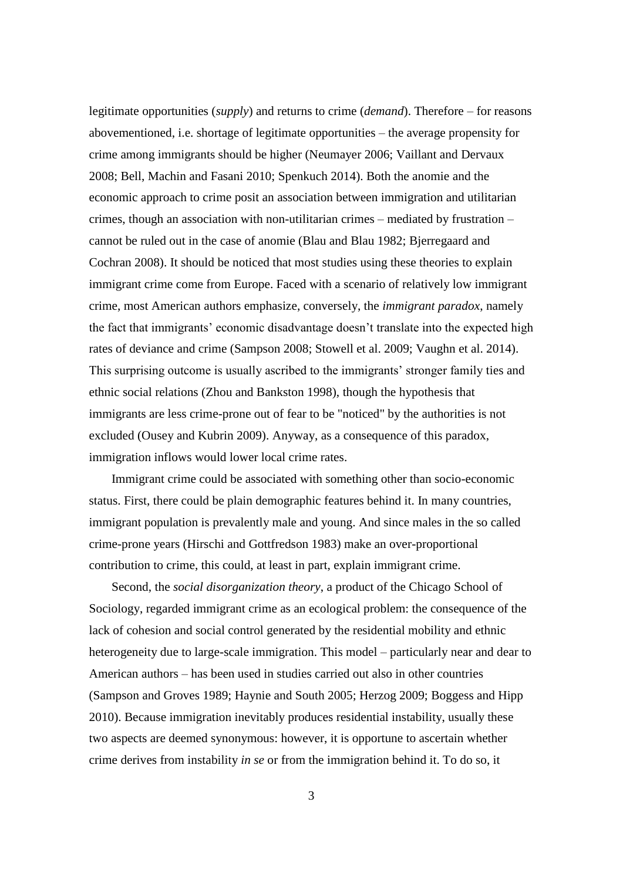legitimate opportunities (*supply*) and returns to crime (*demand*). Therefore – for reasons abovementioned, i.e. shortage of legitimate opportunities – the average propensity for crime among immigrants should be higher (Neumayer 2006; Vaillant and Dervaux 2008; Bell, Machin and Fasani 2010; Spenkuch 2014). Both the anomie and the economic approach to crime posit an association between immigration and utilitarian crimes, though an association with non-utilitarian crimes – mediated by frustration – cannot be ruled out in the case of anomie (Blau and Blau 1982; Bjerregaard and Cochran 2008). It should be noticed that most studies using these theories to explain immigrant crime come from Europe. Faced with a scenario of relatively low immigrant crime, most American authors emphasize, conversely, the *immigrant paradox*, namely the fact that immigrants' economic disadvantage doesn't translate into the expected high rates of deviance and crime (Sampson 2008; Stowell et al. 2009; Vaughn et al. 2014). This surprising outcome is usually ascribed to the immigrants' stronger family ties and ethnic social relations (Zhou and Bankston 1998), though the hypothesis that immigrants are less crime-prone out of fear to be "noticed" by the authorities is not excluded (Ousey and Kubrin 2009). Anyway, as a consequence of this paradox, immigration inflows would lower local crime rates.

Immigrant crime could be associated with something other than socio-economic status. First, there could be plain demographic features behind it. In many countries, immigrant population is prevalently male and young. And since males in the so called crime-prone years (Hirschi and Gottfredson 1983) make an over-proportional contribution to crime, this could, at least in part, explain immigrant crime.

Second, the *social disorganization theory*, a product of the Chicago School of Sociology, regarded immigrant crime as an ecological problem: the consequence of the lack of cohesion and social control generated by the residential mobility and ethnic heterogeneity due to large-scale immigration. This model – particularly near and dear to American authors – has been used in studies carried out also in other countries (Sampson and Groves 1989; Haynie and South 2005; Herzog 2009; Boggess and Hipp 2010). Because immigration inevitably produces residential instability, usually these two aspects are deemed synonymous: however, it is opportune to ascertain whether crime derives from instability *in se* or from the immigration behind it. To do so, it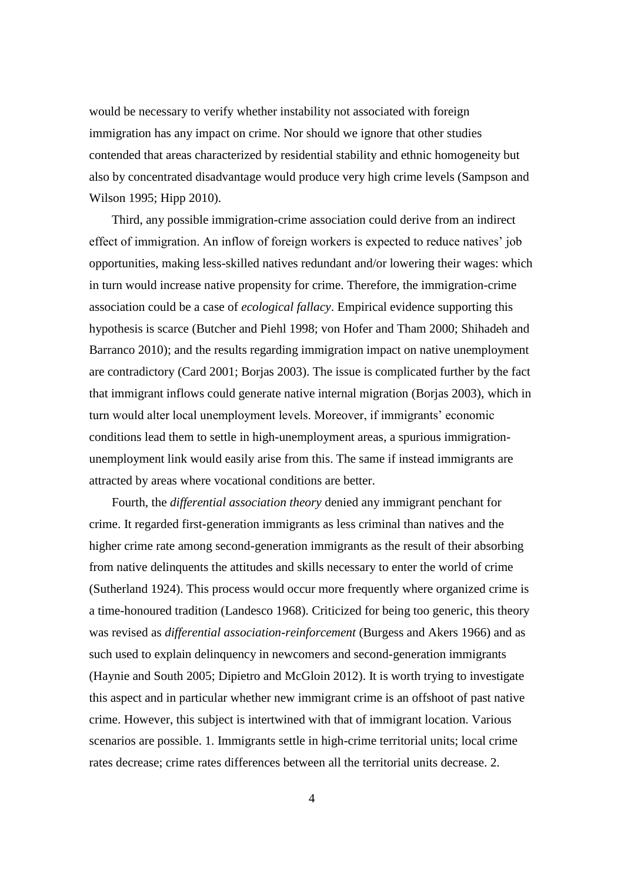would be necessary to verify whether instability not associated with foreign immigration has any impact on crime. Nor should we ignore that other studies contended that areas characterized by residential stability and ethnic homogeneity but also by concentrated disadvantage would produce very high crime levels (Sampson and Wilson 1995; Hipp 2010).

Third, any possible immigration-crime association could derive from an indirect effect of immigration. An inflow of foreign workers is expected to reduce natives' job opportunities, making less-skilled natives redundant and/or lowering their wages: which in turn would increase native propensity for crime. Therefore, the immigration-crime association could be a case of *ecological fallacy*. Empirical evidence supporting this hypothesis is scarce (Butcher and Piehl 1998; von Hofer and Tham 2000; Shihadeh and Barranco 2010); and the results regarding immigration impact on native unemployment are contradictory (Card 2001; Borjas 2003). The issue is complicated further by the fact that immigrant inflows could generate native internal migration (Borjas 2003), which in turn would alter local unemployment levels. Moreover, if immigrants' economic conditions lead them to settle in high-unemployment areas, a spurious immigration-unemployment link would easily arise from this. The same if instead immigrants are attracted by areas where vocational conditions are better.

Fourth, the *differential association theory* denied any immigrant penchant for crime. It regarded first-generation immigrants as less criminal than natives and the higher crime rate among second-generation immigrants as the result of their absorbing from native delinquents the attitudes and skills necessary to enter the world of crime (Sutherland 1924). This process would occur more frequently where organized crime is a time-honoured tradition (Landesco 1968). Criticized for being too generic, this theory was revised as *differential association-reinforcement* (Burgess and Akers 1966) and as such used to explain delinquency in newcomers and second-generation immigrants (Haynie and South 2005; Dipietro and McGloin 2012). It is worth trying to investigate this aspect and in particular whether new immigrant crime is an offshoot of past native crime. However, this subject is intertwined with that of immigrant location. Various scenarios are possible. 1. Immigrants settle in high-crime territorial units; local crime rates decrease; crime rates differences between all the territorial units decrease. 2.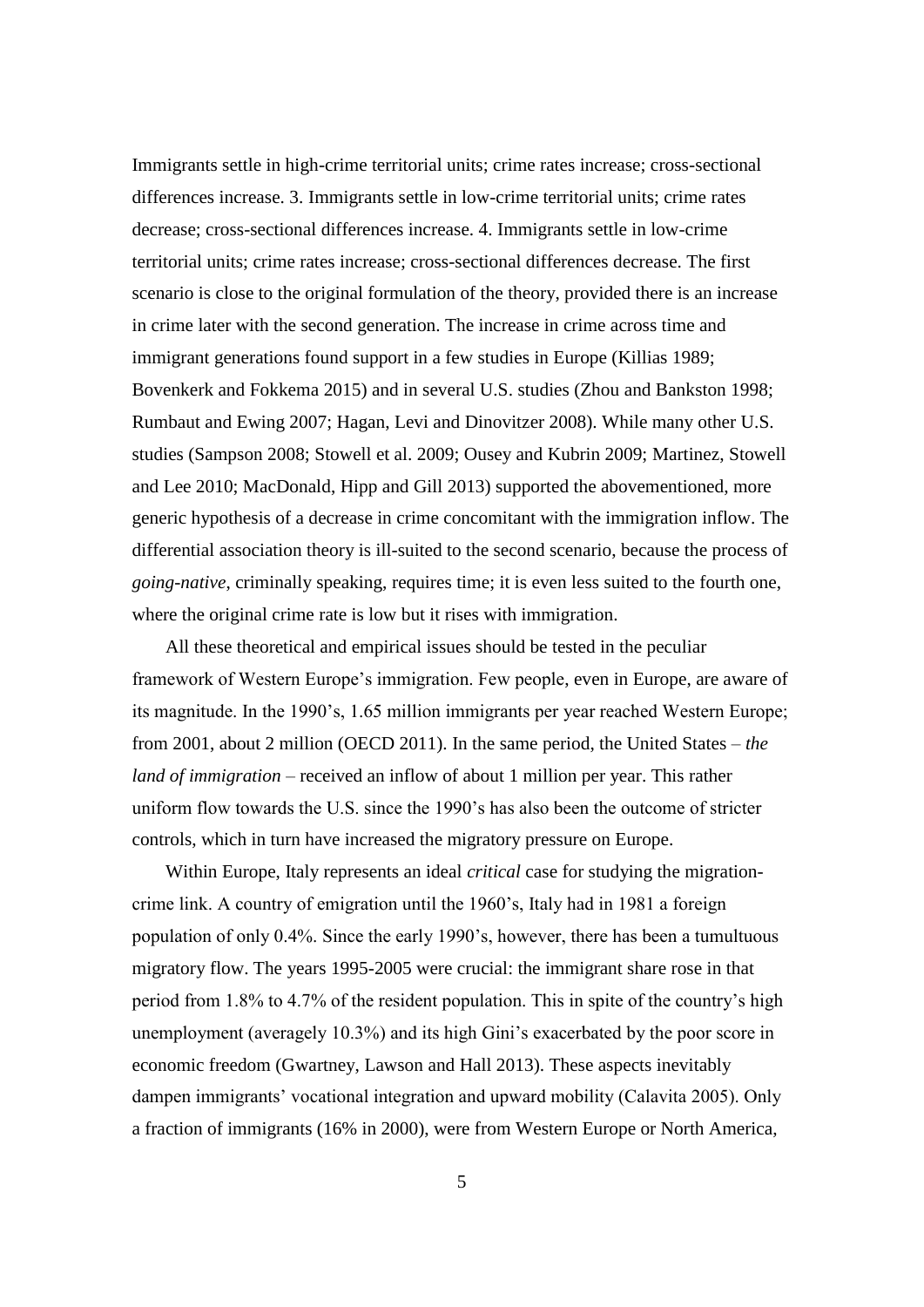Immigrants settle in high-crime territorial units; crime rates increase; cross-sectional differences increase. 3. Immigrants settle in low-crime territorial units; crime rates decrease; cross-sectional differences increase. 4. Immigrants settle in low-crime territorial units; crime rates increase; cross-sectional differences decrease. The first scenario is close to the original formulation of the theory, provided there is an increase in crime later with the second generation. The increase in crime across time and immigrant generations found support in a few studies in Europe (Killias 1989; Bovenkerk and Fokkema 2015) and in several U.S. studies (Zhou and Bankston 1998; Rumbaut and Ewing 2007; Hagan, Levi and Dinovitzer 2008). While many other U.S. studies (Sampson 2008; Stowell et al. 2009; Ousey and Kubrin 2009; Martinez, Stowell and Lee 2010; MacDonald, Hipp and Gill 2013) supported the abovementioned, more generic hypothesis of a decrease in crime concomitant with the immigration inflow. The differential association theory is ill-suited to the second scenario, because the process of *going-native*, criminally speaking, requires time; it is even less suited to the fourth one, where the original crime rate is low but it rises with immigration.

All these theoretical and empirical issues should be tested in the peculiar framework of Western Europe's immigration. Few people, even in Europe, are aware of its magnitude. In the 1990's, 1.65 million immigrants per year reached Western Europe; from 2001, about 2 million (OECD 2011). In the same period, the United States – *the land of immigration* – received an inflow of about 1 million per year. This rather uniform flow towards the U.S. since the 1990's has also been the outcome of stricter controls, which in turn have increased the migratory pressure on Europe.

Within Europe, Italy represents an ideal *critical* case for studying the migration-crime link. A country of emigration until the 1960's, Italy had in 1981 a foreign population of only 0.4%. Since the early 1990's, however, there has been a tumultuous migratory flow. The years 1995-2005 were crucial: the immigrant share rose in that period from 1.8% to 4.7% of the resident population. This in spite of the country's high unemployment (averagely 10.3%) and its high Gini's exacerbated by the poor score in economic freedom (Gwartney, Lawson and Hall 2013). These aspects inevitably dampen immigrants' vocational integration and upward mobility (Calavita 2005). Only a fraction of immigrants (16% in 2000), were from Western Europe or North America,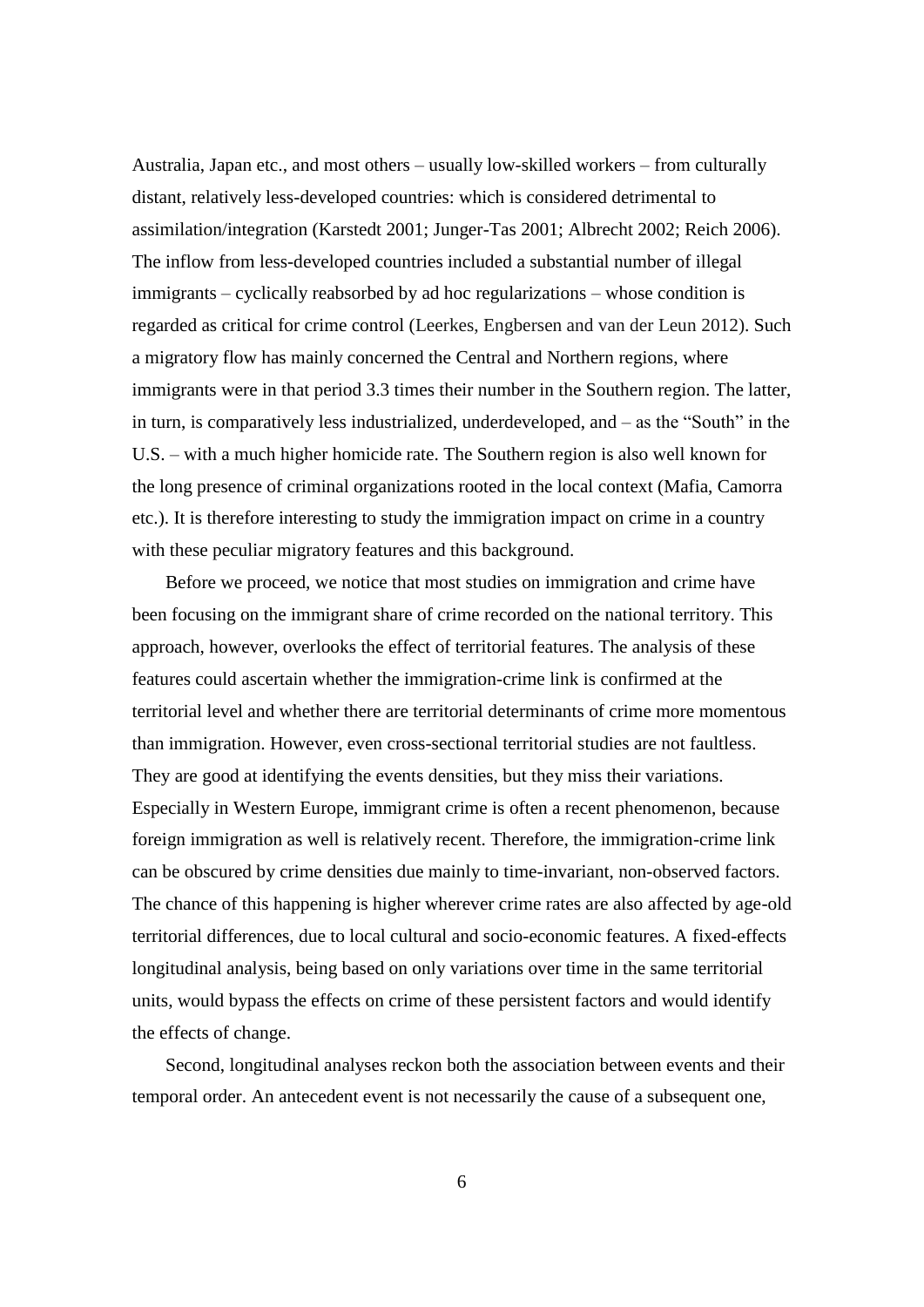Australia, Japan etc., and most others – usually low-skilled workers – from culturally distant, relatively less-developed countries: which is considered detrimental to assimilation/integration (Karstedt 2001; Junger-Tas 2001; Albrecht 2002; Reich 2006). The inflow from less-developed countries included a substantial number of illegal immigrants – cyclically reabsorbed by ad hoc regularizations – whose condition is regarded as critical for crime control (Leerkes, Engbersen and van der Leun 2012). Such a migratory flow has mainly concerned the Central and Northern regions, where immigrants were in that period 3.3 times their number in the Southern region. The latter, in turn, is comparatively less industrialized, underdeveloped, and – as the "South" in the U.S. – with a much higher homicide rate. The Southern region is also well known for the long presence of criminal organizations rooted in the local context (Mafia, Camorra etc.). It is therefore interesting to study the immigration impact on crime in a country with these peculiar migratory features and this background.

Before we proceed, we notice that most studies on immigration and crime have been focusing on the immigrant share of crime recorded on the national territory. This approach, however, overlooks the effect of territorial features. The analysis of these features could ascertain whether the immigration-crime link is confirmed at the territorial level and whether there are territorial determinants of crime more momentous than immigration. However, even cross-sectional territorial studies are not faultless. They are good at identifying the events densities, but they miss their variations. Especially in Western Europe, immigrant crime is often a recent phenomenon, because foreign immigration as well is relatively recent. Therefore, the immigration-crime link can be obscured by crime densities due mainly to time-invariant, non-observed factors. The chance of this happening is higher wherever crime rates are also affected by age-old territorial differences, due to local cultural and socio-economic features. A fixed-effects longitudinal analysis, being based on only variations over time in the same territorial units, would bypass the effects on crime of these persistent factors and would identify the effects of change.

Second, longitudinal analyses reckon both the association between events and their temporal order. An antecedent event is not necessarily the cause of a subsequent one,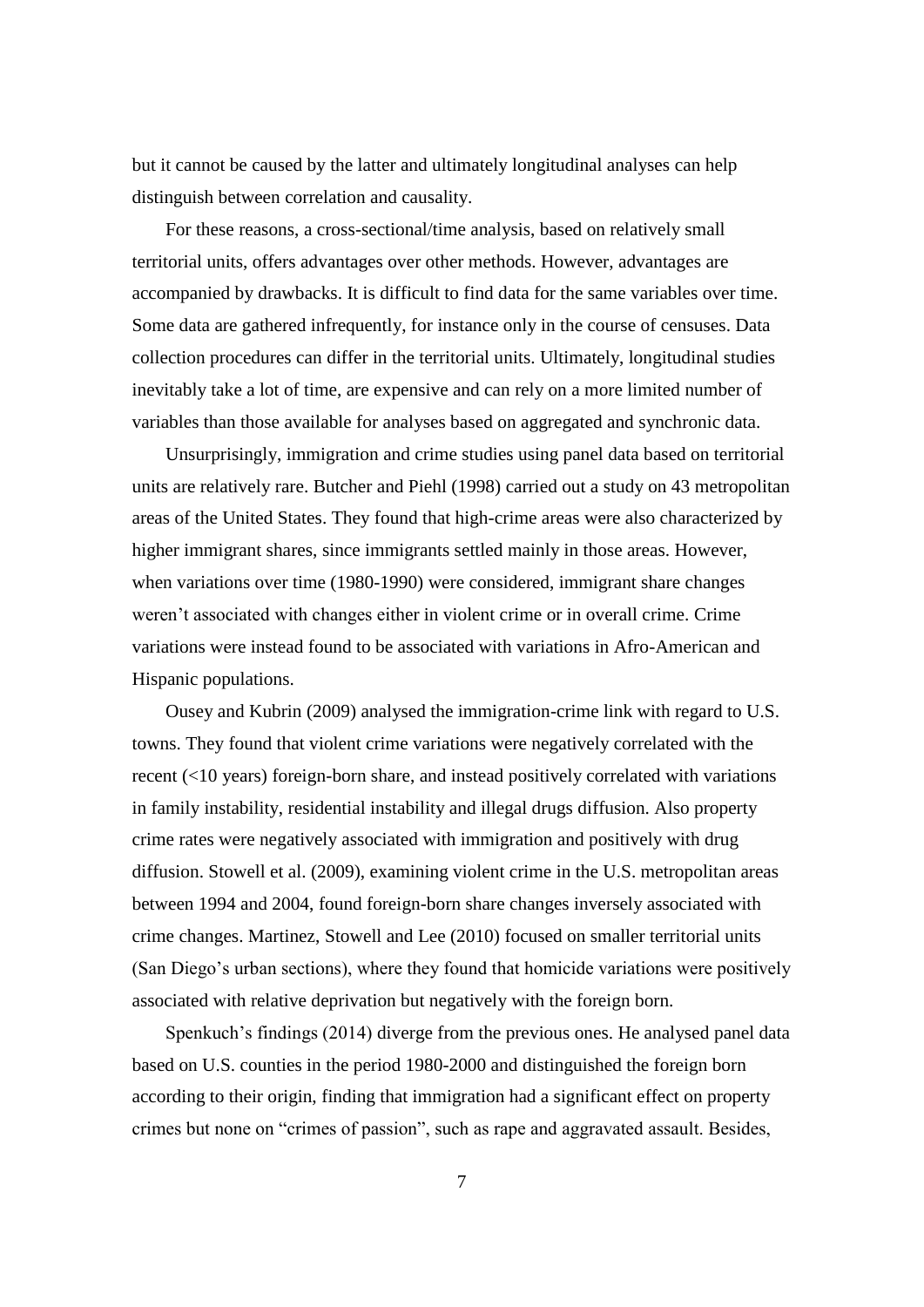but it cannot be caused by the latter and ultimately longitudinal analyses can help distinguish between correlation and causality.

For these reasons, a cross-sectional/time analysis, based on relatively small territorial units, offers advantages over other methods. However, advantages are accompanied by drawbacks. It is difficult to find data for the same variables over time. Some data are gathered infrequently, for instance only in the course of censuses. Data collection procedures can differ in the territorial units. Ultimately, longitudinal studies inevitably take a lot of time, are expensive and can rely on a more limited number of variables than those available for analyses based on aggregated and synchronic data.

Unsurprisingly, immigration and crime studies using panel data based on territorial units are relatively rare. Butcher and Piehl (1998) carried out a study on 43 metropolitan areas of the United States. They found that high-crime areas were also characterized by higher immigrant shares, since immigrants settled mainly in those areas. However, when variations over time (1980-1990) were considered, immigrant share changes weren't associated with changes either in violent crime or in overall crime. Crime variations were instead found to be associated with variations in Afro-American and Hispanic populations.

Ousey and Kubrin (2009) analysed the immigration-crime link with regard to U.S. towns. They found that violent crime variations were negatively correlated with the recent (<10 years) foreign-born share, and instead positively correlated with variations in family instability, residential instability and illegal drugs diffusion. Also property crime rates were negatively associated with immigration and positively with drug diffusion. Stowell et al. (2009), examining violent crime in the U.S. metropolitan areas between 1994 and 2004, found foreign-born share changes inversely associated with crime changes. Martinez, Stowell and Lee (2010) focused on smaller territorial units (San Diego's urban sections), where they found that homicide variations were positively associated with relative deprivation but negatively with the foreign born.

Spenkuch's findings (2014) diverge from the previous ones. He analysed panel data based on U.S. counties in the period 1980-2000 and distinguished the foreign born according to their origin, finding that immigration had a significant effect on property crimes but none on "crimes of passion", such as rape and aggravated assault. Besides,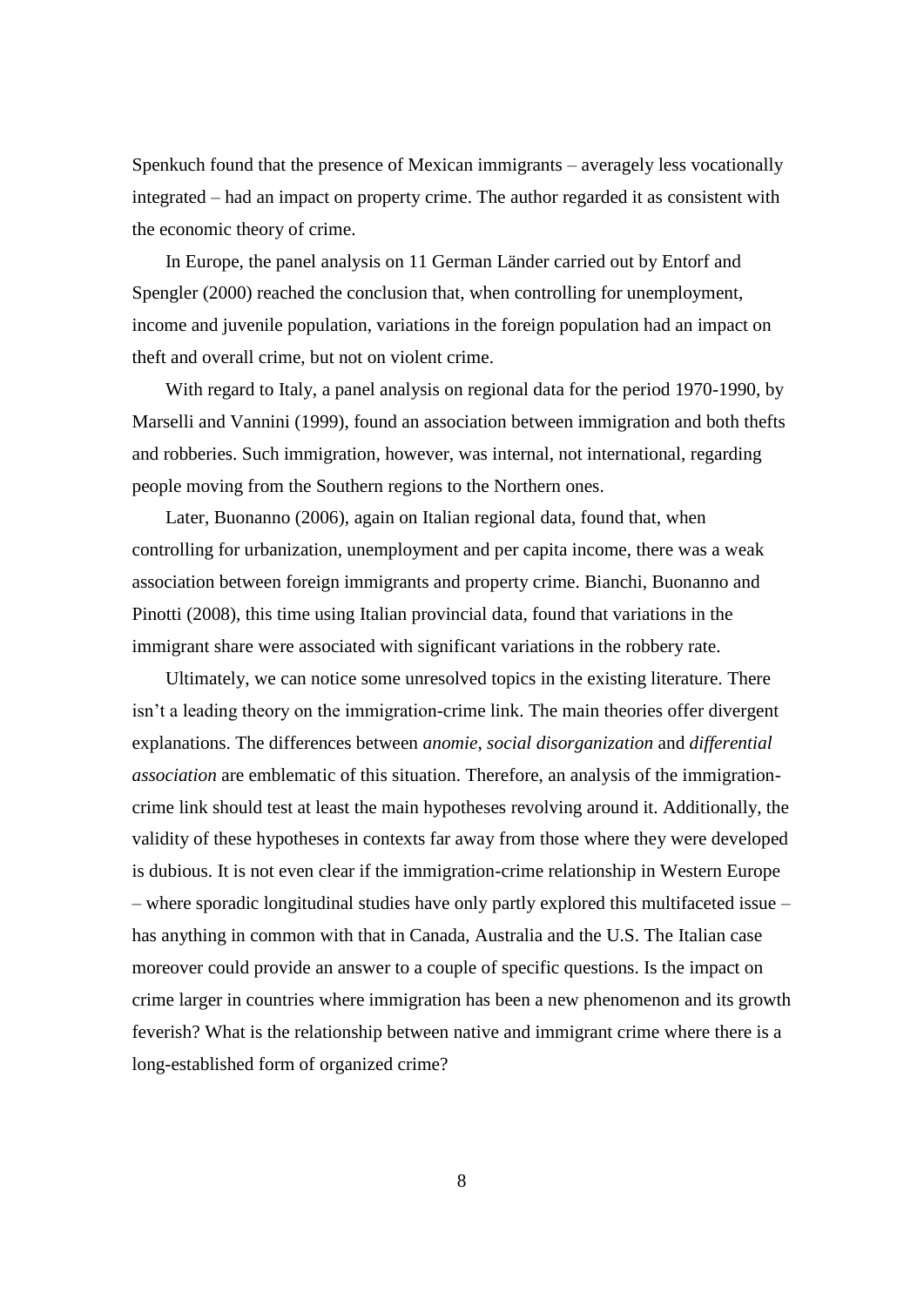Spenkuch found that the presence of Mexican immigrants – averagely less vocationally integrated – had an impact on property crime. The author regarded it as consistent with the economic theory of crime.

In Europe, the panel analysis on 11 German Länder carried out by Entorf and Spengler (2000) reached the conclusion that, when controlling for unemployment, income and juvenile population, variations in the foreign population had an impact on theft and overall crime, but not on violent crime.

With regard to Italy, a panel analysis on regional data for the period 1970-1990, by Marselli and Vannini (1999), found an association between immigration and both thefts and robberies. Such immigration, however, was internal, not international, regarding people moving from the Southern regions to the Northern ones.

Later, Buonanno (2006), again on Italian regional data, found that, when controlling for urbanization, unemployment and per capita income, there was a weak association between foreign immigrants and property crime. Bianchi, Buonanno and Pinotti (2008), this time using Italian provincial data, found that variations in the immigrant share were associated with significant variations in the robbery rate.

Ultimately, we can notice some unresolved topics in the existing literature. There isn't a leading theory on the immigration-crime link. The main theories offer divergent explanations. The differences between *anomie*, *social disorganization* and *differential association* are emblematic of this situation. Therefore, an analysis of the immigration-crime link should test at least the main hypotheses revolving around it. Additionally, the validity of these hypotheses in contexts far away from those where they were developed is dubious. It is not even clear if the immigration-crime relationship in Western Europe – where sporadic longitudinal studies have only partly explored this multifaceted issue – has anything in common with that in Canada, Australia and the U.S. The Italian case moreover could provide an answer to a couple of specific questions. Is the impact on crime larger in countries where immigration has been a new phenomenon and its growth feverish? What is the relationship between native and immigrant crime where there is a long-established form of organized crime?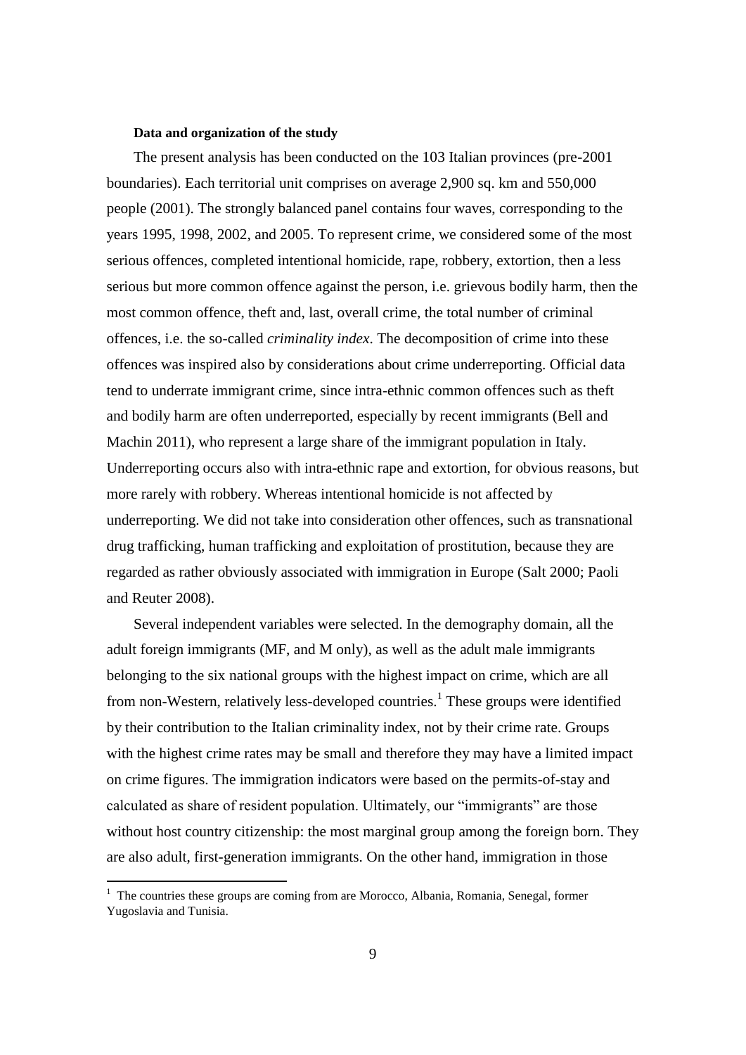**Data and organization of the study**

The present analysis has been conducted on the 103 Italian provinces (pre-2001 boundaries). Each territorial unit comprises on average 2,900 sq. km and 550,000 people (2001). The strongly balanced panel contains four waves, corresponding to the years 1995, 1998, 2002, and 2005. To represent crime, we considered some of the most serious offences, completed intentional homicide, rape, robbery, extortion, then a less serious but more common offence against the person, i.e. grievous bodily harm, then the most common offence, theft and, last, overall crime, the total number of criminal offences, i.e. the so-called *criminality index*. The decomposition of crime into these offences was inspired also by considerations about crime underreporting. Official data tend to underrate immigrant crime, since intra-ethnic common offences such as theft and bodily harm are often underreported, especially by recent immigrants (Bell and Machin 2011), who represent a large share of the immigrant population in Italy. Underreporting occurs also with intra-ethnic rape and extortion, for obvious reasons, but more rarely with robbery. Whereas intentional homicide is not affected by underreporting. We did not take into consideration other offences, such as transnational drug trafficking, human trafficking and exploitation of prostitution, because they are regarded as rather obviously associated with immigration in Europe (Salt 2000; Paoli and Reuter 2008).

Several independent variables were selected. In the demography domain, all the adult foreign immigrants (MF, and M only), as well as the adult male immigrants belonging to the six national groups with the highest impact on crime, which are all from non-Western, relatively less-developed countries.[1] These groups were identified by their contribution to the Italian criminality index, not by their crime rate. Groups with the highest crime rates may be small and therefore they may have a limited impact on crime figures. The immigration indicators were based on the permits-of-stay and calculated as share of resident population. Ultimately, our "immigrants" are those without host country citizenship: the most marginal group among the foreign born. They are also adult, first-generation immigrants. On the other hand, immigration in those

[1] The countries these groups are coming from are Morocco, Albania, Romania, Senegal, former Yugoslavia and Tunisia.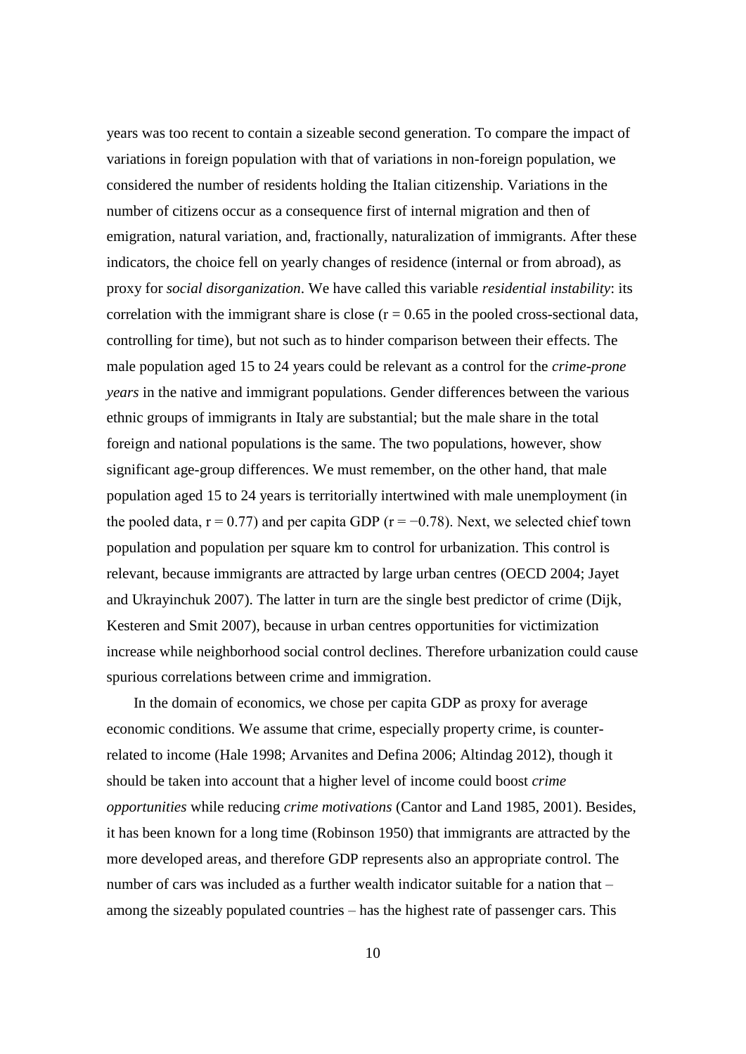years was too recent to contain a sizeable second generation. To compare the impact of variations in foreign population with that of variations in non-foreign population, we considered the number of residents holding the Italian citizenship. Variations in the number of citizens occur as a consequence first of internal migration and then of emigration, natural variation, and, fractionally, naturalization of immigrants. After these indicators, the choice fell on yearly changes of residence (internal or from abroad), as proxy for *social disorganization*. We have called this variable *residential instability*: its correlation with the immigrant share is close ($r = 0.65$ in the pooled cross-sectional data, controlling for time), but not such as to hinder comparison between their effects. The male population aged 15 to 24 years could be relevant as a control for the *crime-prone years* in the native and immigrant populations. Gender differences between the various ethnic groups of immigrants in Italy are substantial; but the male share in the total foreign and national populations is the same. The two populations, however, show significant age-group differences. We must remember, on the other hand, that male population aged 15 to 24 years is territorially intertwined with male unemployment (in the pooled data, $r = 0.77$) and per capita GDP ($r = -0.78$). Next, we selected chief town population and population per square km to control for urbanization. This control is relevant, because immigrants are attracted by large urban centres (OECD 2004; Jayet and Ukrayinchuk 2007). The latter in turn are the single best predictor of crime (Dijk, Kesteren and Smit 2007), because in urban centres opportunities for victimization increase while neighborhood social control declines. Therefore urbanization could cause spurious correlations between crime and immigration.

In the domain of economics, we chose per capita GDP as proxy for average economic conditions. We assume that crime, especially property crime, is counter-related to income (Hale 1998; Arvanites and Defina 2006; Altindag 2012), though it should be taken into account that a higher level of income could boost *crime opportunities* while reducing *crime motivations* (Cantor and Land 1985, 2001). Besides, it has been known for a long time (Robinson 1950) that immigrants are attracted by the more developed areas, and therefore GDP represents also an appropriate control. The number of cars was included as a further wealth indicator suitable for a nation that – among the sizeably populated countries – has the highest rate of passenger cars. This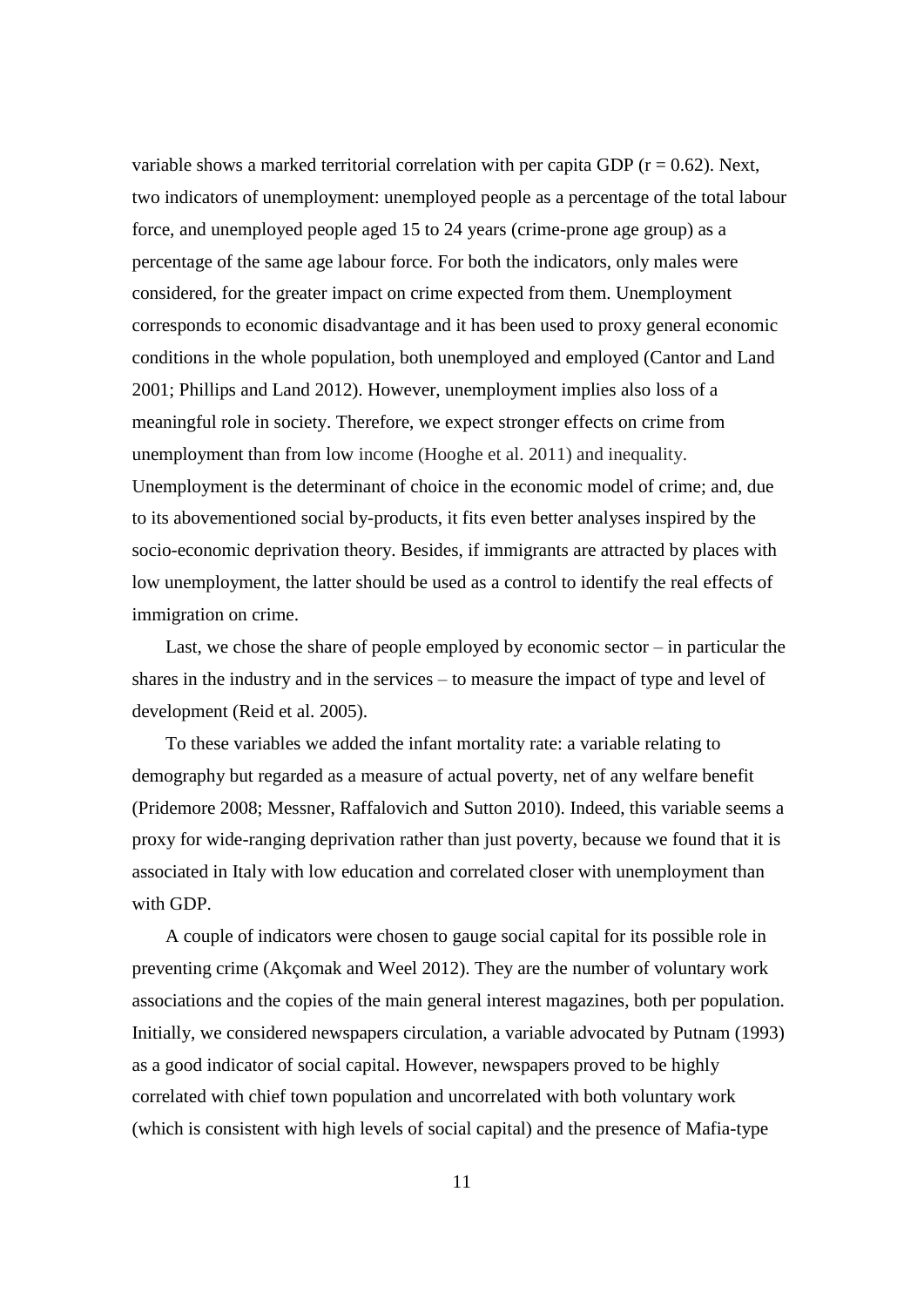variable shows a marked territorial correlation with per capita GDP ($r = 0.62$). Next, two indicators of unemployment: unemployed people as a percentage of the total labour force, and unemployed people aged 15 to 24 years (crime-prone age group) as a percentage of the same age labour force. For both the indicators, only males were considered, for the greater impact on crime expected from them. Unemployment corresponds to economic disadvantage and it has been used to proxy general economic conditions in the whole population, both unemployed and employed (Cantor and Land 2001; Phillips and Land 2012). However, unemployment implies also loss of a meaningful role in society. Therefore, we expect stronger effects on crime from unemployment than from low income (Hooghe et al. 2011) and inequality. Unemployment is the determinant of choice in the economic model of crime; and, due to its abovementioned social by-products, it fits even better analyses inspired by the socio-economic deprivation theory. Besides, if immigrants are attracted by places with low unemployment, the latter should be used as a control to identify the real effects of immigration on crime.

Last, we chose the share of people employed by economic sector – in particular the shares in the industry and in the services – to measure the impact of type and level of development (Reid et al. 2005).

To these variables we added the infant mortality rate: a variable relating to demography but regarded as a measure of actual poverty, net of any welfare benefit (Pridemore 2008; Messner, Raffalovich and Sutton 2010). Indeed, this variable seems a proxy for wide-ranging deprivation rather than just poverty, because we found that it is associated in Italy with low education and correlated closer with unemployment than with GDP.

A couple of indicators were chosen to gauge social capital for its possible role in preventing crime (Akçomak and Weel 2012). They are the number of voluntary work associations and the copies of the main general interest magazines, both per population. Initially, we considered newspapers circulation, a variable advocated by Putnam (1993) as a good indicator of social capital. However, newspapers proved to be highly correlated with chief town population and uncorrelated with both voluntary work (which is consistent with high levels of social capital) and the presence of Mafia-type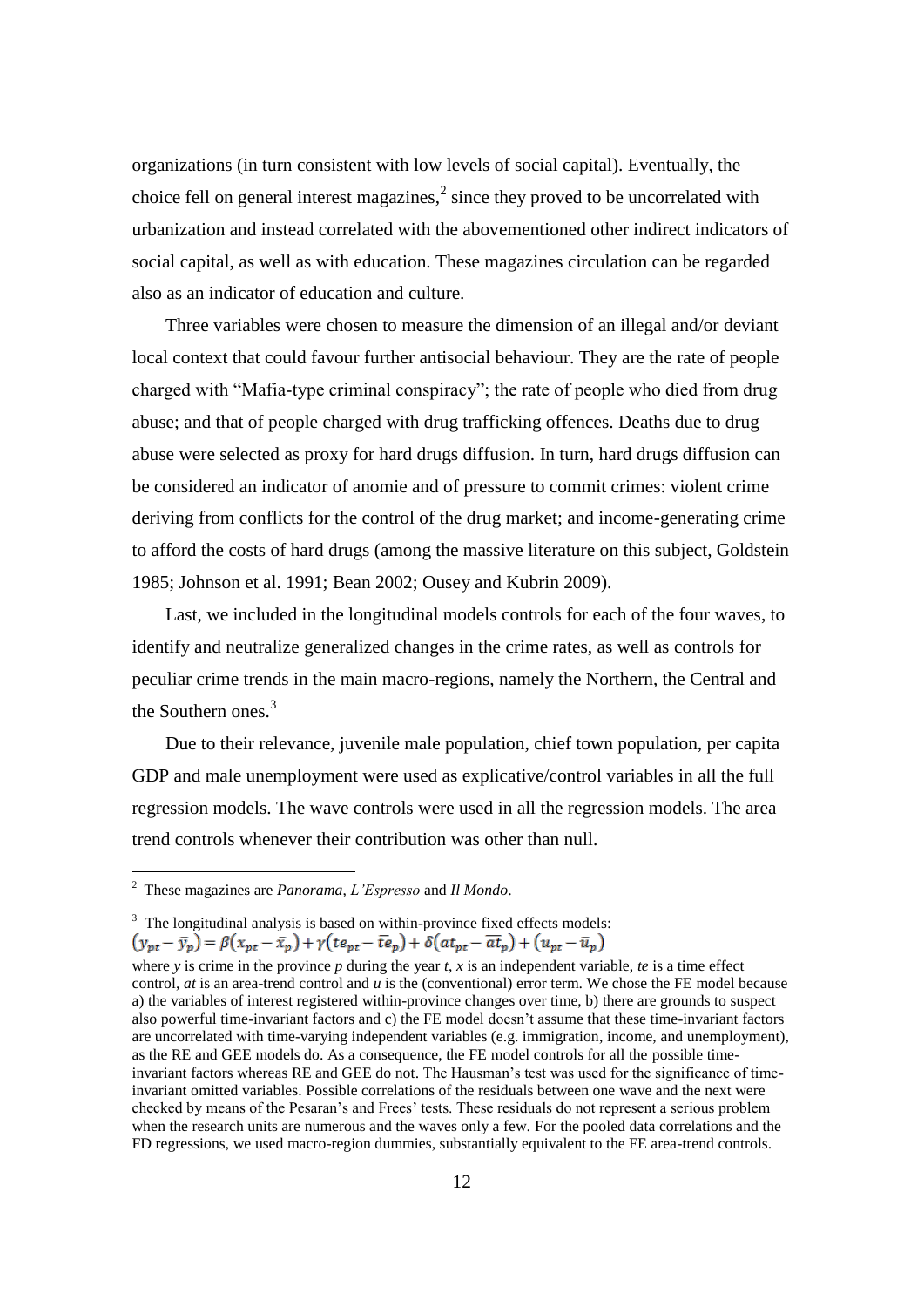organizations (in turn consistent with low levels of social capital). Eventually, the choice fell on general interest magazines,[2] since they proved to be uncorrelated with urbanization and instead correlated with the abovementioned other indirect indicators of social capital, as well as with education. These magazines circulation can be regarded also as an indicator of education and culture.

Three variables were chosen to measure the dimension of an illegal and/or deviant local context that could favour further antisocial behaviour. They are the rate of people charged with "Mafia-type criminal conspiracy"; the rate of people who died from drug abuse; and that of people charged with drug trafficking offences. Deaths due to drug abuse were selected as proxy for hard drugs diffusion. In turn, hard drugs diffusion can be considered an indicator of anomie and of pressure to commit crimes: violent crime deriving from conflicts for the control of the drug market; and income-generating crime to afford the costs of hard drugs (among the massive literature on this subject, Goldstein 1985; Johnson et al. 1991; Bean 2002; Ousey and Kubrin 2009).

Last, we included in the longitudinal models controls for each of the four waves, to identify and neutralize generalized changes in the crime rates, as well as controls for peculiar crime trends in the main macro-regions, namely the Northern, the Central and the Southern ones.[3]

Due to their relevance, juvenile male population, chief town population, per capita GDP and male unemployment were used as explicative/control variables in all the full regression models. The wave controls were used in all the regression models. The area trend controls whenever their contribution was other than null.

---

[2] These magazines are *Panorama*, *L'Espresso* and *Il Mondo*.

[3] The longitudinal analysis is based on within-province fixed effects models:

$$(y_{pt} - \bar{y}_p) = \beta(x_{pt} - \bar{x}_p) + \gamma(te_{pt} - \overline{te}_p) + \delta(at_{pt} - \overline{at}_p) + (u_{pt} - \bar{u}_p)$$

where $y$ is crime in the province $p$ during the year $t$, $x$ is an independent variable, $te$ is a time effect control, $at$ is an area-trend control and $u$ is the (conventional) error term. We chose the FE model because a) the variables of interest registered within-province changes over time, b) there are grounds to suspect also powerful time-invariant factors and c) the FE model doesn't assume that these time-invariant factors are uncorrelated with time-varying independent variables (e.g. immigration, income, and unemployment), as the RE and GEE models do. As a consequence, the FE model controls for all the possible time-invariant factors whereas RE and GEE do not. The Hausman's test was used for the significance of time-invariant omitted variables. Possible correlations of the residuals between one wave and the next were checked by means of the Pesaran's and Frees' tests. These residuals do not represent a serious problem when the research units are numerous and the waves only a few. For the pooled data correlations and the FD regressions, we used macro-region dummies, substantially equivalent to the FE area-trend controls.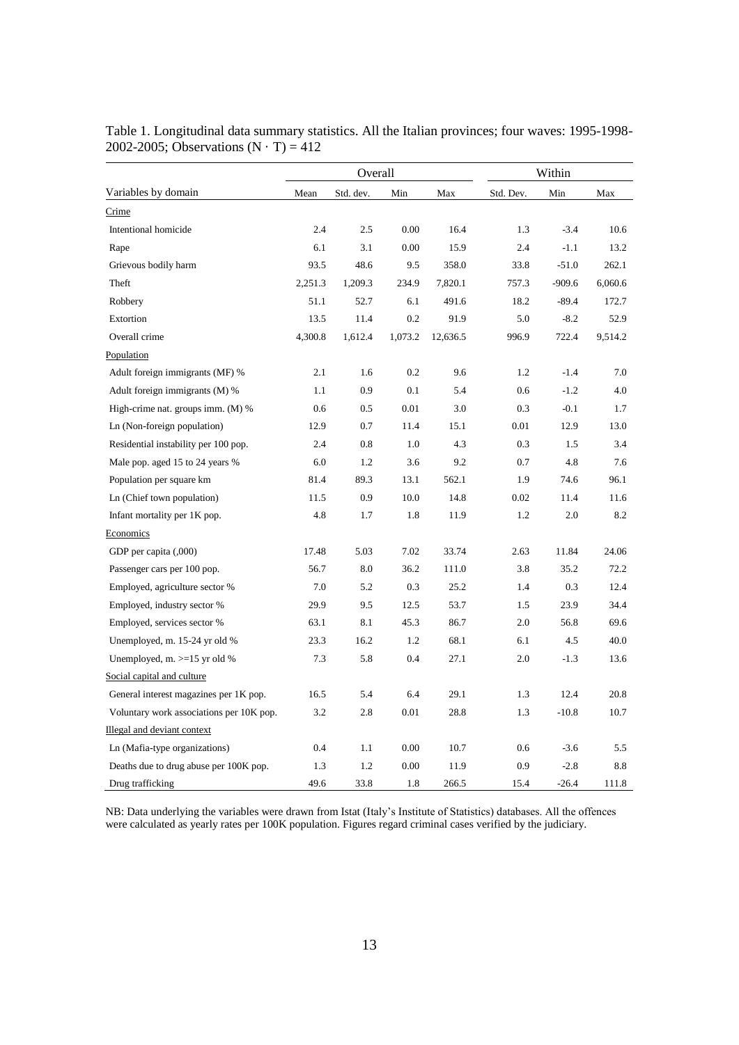Table 1. Longitudinal data summary statistics. All the Italian provinces; four waves: 1995-1998-2002-2005; Observations ($N \cdot T$) = 412

| | Overall | | | | Within | | |
|---|---|---|---|---|---|---|---|
| Variables by domain | Mean | Std. dev. | Min | Max | Std. Dev. | Min | Max |
| Crime | | | | | | | |
| Intentional homicide | 2.4 | 2.5 | 0.00 | 16.4 | 1.3 | -3.4 | 10.6 |
| Rape | 6.1 | 3.1 | 0.00 | 15.9 | 2.4 | -1.1 | 13.2 |
| Grievous bodily harm | 93.5 | 48.6 | 9.5 | 358.0 | 33.8 | -51.0 | 262.1 |
| Theft | 2,251.3 | 1,209.3 | 234.9 | 7,820.1 | 757.3 | -909.6 | 6,060.6 |
| Robbery | 51.1 | 52.7 | 6.1 | 491.6 | 18.2 | -89.4 | 172.7 |
| Extortion | 13.5 | 11.4 | 0.2 | 91.9 | 5.0 | -8.2 | 52.9 |
| Overall crime | 4,300.8 | 1,612.4 | 1,073.2 | 12,636.5 | 996.9 | 722.4 | 9,514.2 |
| Population | | | | | | | |
| Adult foreign immigrants (MF) % | 2.1 | 1.6 | 0.2 | 9.6 | 1.2 | -1.4 | 7.0 |
| Adult foreign immigrants (M) % | 1.1 | 0.9 | 0.1 | 5.4 | 0.6 | -1.2 | 4.0 |
| High-crime nat. groups imm. (M) % | 0.6 | 0.5 | 0.01 | 3.0 | 0.3 | -0.1 | 1.7 |
| Ln (Non-foreign population) | 12.9 | 0.7 | 11.4 | 15.1 | 0.01 | 12.9 | 13.0 |
| Residential instability per 100 pop. | 2.4 | 0.8 | 1.0 | 4.3 | 0.3 | 1.5 | 3.4 |
| Male pop. aged 15 to 24 years % | 6.0 | 1.2 | 3.6 | 9.2 | 0.7 | 4.8 | 7.6 |
| Population per square km | 81.4 | 89.3 | 13.1 | 562.1 | 1.9 | 74.6 | 96.1 |
| Ln (Chief town population) | 11.5 | 0.9 | 10.0 | 14.8 | 0.02 | 11.4 | 11.6 |
| Infant mortality per 1K pop. | 4.8 | 1.7 | 1.8 | 11.9 | 1.2 | 2.0 | 8.2 |
| Economics | | | | | | | |
| GDP per capita (,000) | 17.48 | 5.03 | 7.02 | 33.74 | 2.63 | 11.84 | 24.06 |
| Passenger cars per 100 pop. | 56.7 | 8.0 | 36.2 | 111.0 | 3.8 | 35.2 | 72.2 |
| Employed, agriculture sector % | 7.0 | 5.2 | 0.3 | 25.2 | 1.4 | 0.3 | 12.4 |
| Employed, industry sector % | 29.9 | 9.5 | 12.5 | 53.7 | 1.5 | 23.9 | 34.4 |
| Employed, services sector % | 63.1 | 8.1 | 45.3 | 86.7 | 2.0 | 56.8 | 69.6 |
| Unemployed, m. 15-24 yr old % | 23.3 | 16.2 | 1.2 | 68.1 | 6.1 | 4.5 | 40.0 |
| Unemployed, m. >=15 yr old % | 7.3 | 5.8 | 0.4 | 27.1 | 2.0 | -1.3 | 13.6 |
| Social capital and culture | | | | | | | |
| General interest magazines per 1K pop. | 16.5 | 5.4 | 6.4 | 29.1 | 1.3 | 12.4 | 20.8 |
| Voluntary work associations per 10K pop. | 3.2 | 2.8 | 0.01 | 28.8 | 1.3 | -10.8 | 10.7 |
| Illegal and deviant context | | | | | | | |
| Ln (Mafia-type organizations) | 0.4 | 1.1 | 0.00 | 10.7 | 0.6 | -3.6 | 5.5 |
| Deaths due to drug abuse per 100K pop. | 1.3 | 1.2 | 0.00 | 11.9 | 0.9 | -2.8 | 8.8 |
| Drug trafficking | 49.6 | 33.8 | 1.8 | 266.5 | 15.4 | -26.4 | 111.8 |

NB: Data underlying the variables were drawn from Istat (Italy's Institute of Statistics) databases. All the offences were calculated as yearly rates per 100K population. Figures regard criminal cases verified by the judiciary.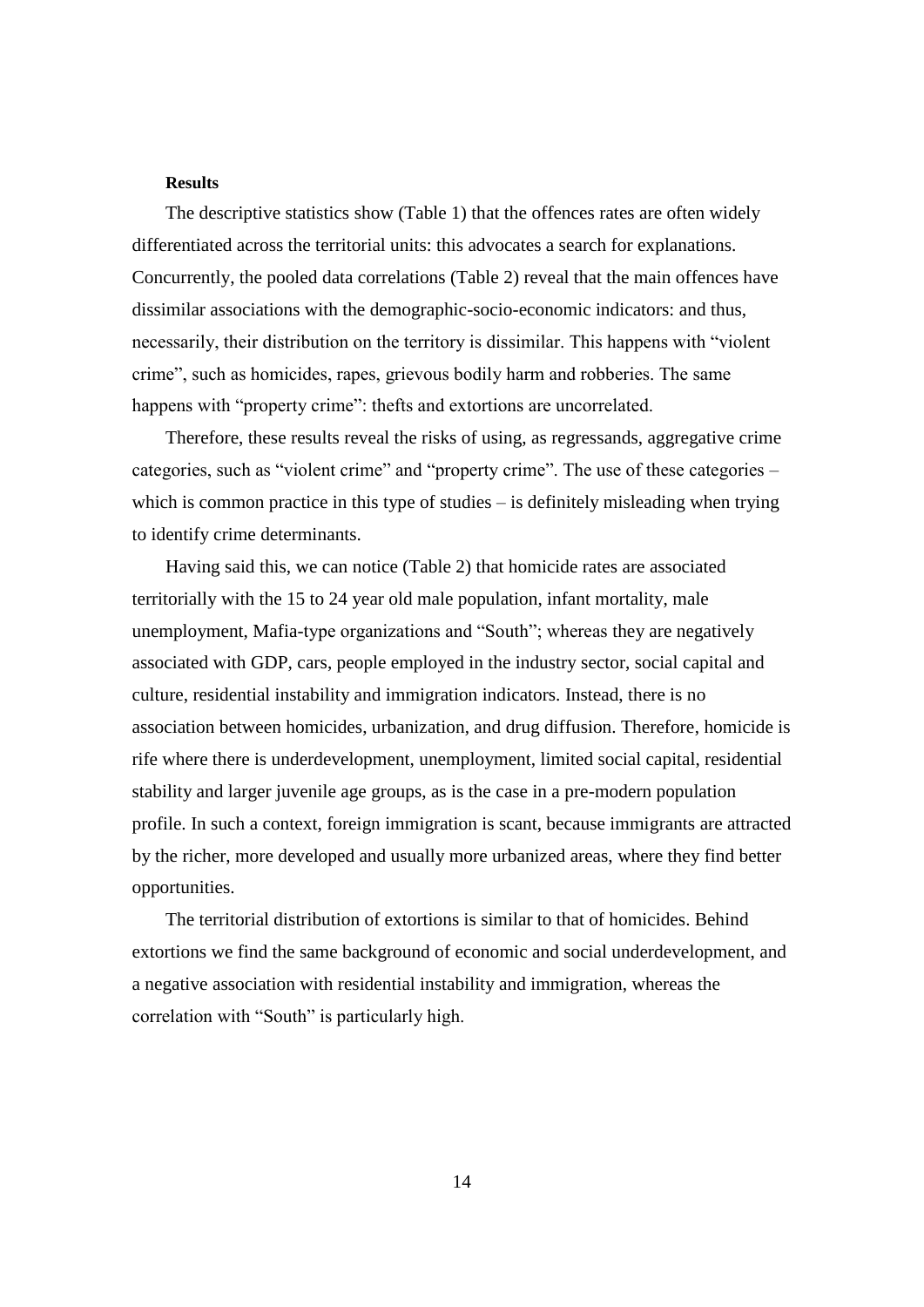**Results**

The descriptive statistics show (Table 1) that the offences rates are often widely differentiated across the territorial units: this advocates a search for explanations. Concurrently, the pooled data correlations (Table 2) reveal that the main offences have dissimilar associations with the demographic-socio-economic indicators: and thus, necessarily, their distribution on the territory is dissimilar. This happens with "violent crime", such as homicides, rapes, grievous bodily harm and robberies. The same happens with "property crime": thefts and extortions are uncorrelated.

Therefore, these results reveal the risks of using, as regressands, aggregative crime categories, such as "violent crime" and "property crime". The use of these categories – which is common practice in this type of studies – is definitely misleading when trying to identify crime determinants.

Having said this, we can notice (Table 2) that homicide rates are associated territorially with the 15 to 24 year old male population, infant mortality, male unemployment, Mafia-type organizations and "South"; whereas they are negatively associated with GDP, cars, people employed in the industry sector, social capital and culture, residential instability and immigration indicators. Instead, there is no association between homicides, urbanization, and drug diffusion. Therefore, homicide is rife where there is underdevelopment, unemployment, limited social capital, residential stability and larger juvenile age groups, as is the case in a pre-modern population profile. In such a context, foreign immigration is scant, because immigrants are attracted by the richer, more developed and usually more urbanized areas, where they find better opportunities.

The territorial distribution of extortions is similar to that of homicides. Behind extortions we find the same background of economic and social underdevelopment, and a negative association with residential instability and immigration, whereas the correlation with "South" is particularly high.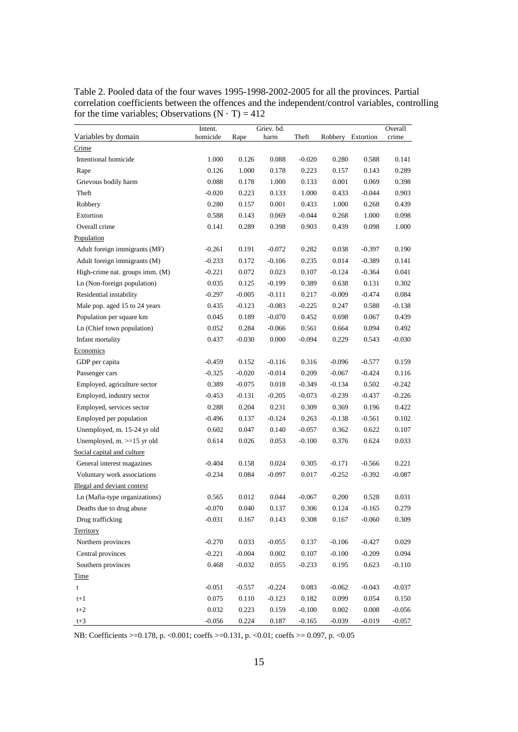Table 2. Pooled data of the four waves 1995-1998-2002-2005 for all the provinces. Partial correlation coefficients between the offences and the independent/control variables, controlling for the time variables; Observations $(N \cdot T) = 412$

| Variables by domain | Intent. homicide | Rape | Griev. bd. harm | Theft | Robbery | Extortion | Overall crime |
|---|---|---|---|---|---|---|---|
| Crime | | | | | | | |
| Intentional homicide | 1.000 | 0.126 | 0.088 | -0.020 | 0.280 | 0.588 | 0.141 |
| Rape | 0.126 | 1.000 | 0.178 | 0.223 | 0.157 | 0.143 | 0.289 |
| Grievous bodily harm | 0.088 | 0.178 | 1.000 | 0.133 | 0.001 | 0.069 | 0.398 |
| Theft | -0.020 | 0.223 | 0.133 | 1.000 | 0.433 | -0.044 | 0.903 |
| Robbery | 0.280 | 0.157 | 0.001 | 0.433 | 1.000 | 0.268 | 0.439 |
| Extortion | 0.588 | 0.143 | 0.069 | -0.044 | 0.268 | 1.000 | 0.098 |
| Overall crime | 0.141 | 0.289 | 0.398 | 0.903 | 0.439 | 0.098 | 1.000 |
| Population | | | | | | | |
| Adult foreign immigrants (MF) | -0.261 | 0.191 | -0.072 | 0.282 | 0.038 | -0.397 | 0.190 |
| Adult foreign immigrants (M) | -0.233 | 0.172 | -0.106 | 0.235 | 0.014 | -0.389 | 0.141 |
| High-crime nat. groups imm. (M) | -0.221 | 0.072 | 0.023 | 0.107 | -0.124 | -0.364 | 0.041 |
| Ln (Non-foreign population) | 0.035 | 0.125 | -0.199 | 0.389 | 0.638 | 0.131 | 0.302 |
| Residential instability | -0.297 | -0.005 | -0.111 | 0.217 | -0.009 | -0.474 | 0.084 |
| Male pop. aged 15 to 24 years | 0.435 | -0.123 | -0.083 | -0.225 | 0.247 | 0.588 | -0.138 |
| Population per square km | 0.045 | 0.189 | -0.070 | 0.452 | 0.698 | 0.067 | 0.439 |
| Ln (Chief town population) | 0.052 | 0.284 | -0.066 | 0.561 | 0.664 | 0.094 | 0.492 |
| Infant mortality | 0.437 | -0.030 | 0.000 | -0.094 | 0.229 | 0.543 | -0.030 |
| Economics | | | | | | | |
| GDP per capita | -0.459 | 0.152 | -0.116 | 0.316 | -0.096 | -0.577 | 0.159 |
| Passenger cars | -0.325 | -0.020 | -0.014 | 0.209 | -0.067 | -0.424 | 0.116 |
| Employed, agriculture sector | 0.389 | -0.075 | 0.018 | -0.349 | -0.134 | 0.502 | -0.242 |
| Employed, industry sector | -0.453 | -0.131 | -0.205 | -0.073 | -0.239 | -0.437 | -0.226 |
| Employed, services sector | 0.288 | 0.204 | 0.231 | 0.309 | 0.369 | 0.196 | 0.422 |
| Employed per population | -0.496 | 0.137 | -0.124 | 0.263 | -0.138 | -0.561 | 0.102 |
| Unemployed, m. 15-24 yr old | 0.602 | 0.047 | 0.140 | -0.057 | 0.362 | 0.622 | 0.107 |
| Unemployed, m. >=15 yr old | 0.614 | 0.026 | 0.053 | -0.100 | 0.376 | 0.624 | 0.033 |
| Social capital and culture | | | | | | | |
| General interest magazines | -0.404 | 0.158 | 0.024 | 0.305 | -0.171 | -0.566 | 0.221 |
| Voluntary work associations | -0.234 | 0.084 | -0.097 | 0.017 | -0.252 | -0.392 | -0.087 |
| Illegal and deviant context | | | | | | | |
| Ln (Mafia-type organizations) | 0.565 | 0.012 | 0.044 | -0.067 | 0.200 | 0.528 | 0.031 |
| Deaths due to drug abuse | -0.070 | 0.040 | 0.137 | 0.306 | 0.124 | -0.165 | 0.279 |
| Drug trafficking | -0.031 | 0.167 | 0.143 | 0.308 | 0.167 | -0.060 | 0.309 |
| Territory | | | | | | | |
| Northern provinces | -0.270 | 0.033 | -0.055 | 0.137 | -0.106 | -0.427 | 0.029 |
| Central provinces | -0.221 | -0.004 | 0.002 | 0.107 | -0.100 | -0.209 | 0.094 |
| Southern provinces | 0.468 | -0.032 | 0.055 | -0.233 | 0.195 | 0.623 | -0.110 |
| Time | | | | | | | |
| t | -0.051 | -0.557 | -0.224 | 0.083 | -0.062 | -0.043 | -0.037 |
| t+1 | 0.075 | 0.110 | -0.123 | 0.182 | 0.099 | 0.054 | 0.150 |
| t+2 | 0.032 | 0.223 | 0.159 | -0.100 | 0.002 | 0.008 | -0.056 |
| t+3 | -0.056 | 0.224 | 0.187 | -0.165 | -0.039 | -0.019 | -0.057 |

NB: Coefficients >=0.178, p. <0.001; coeffs >=0.131, p. <0.01; coeffs >= 0.097, p. <0.05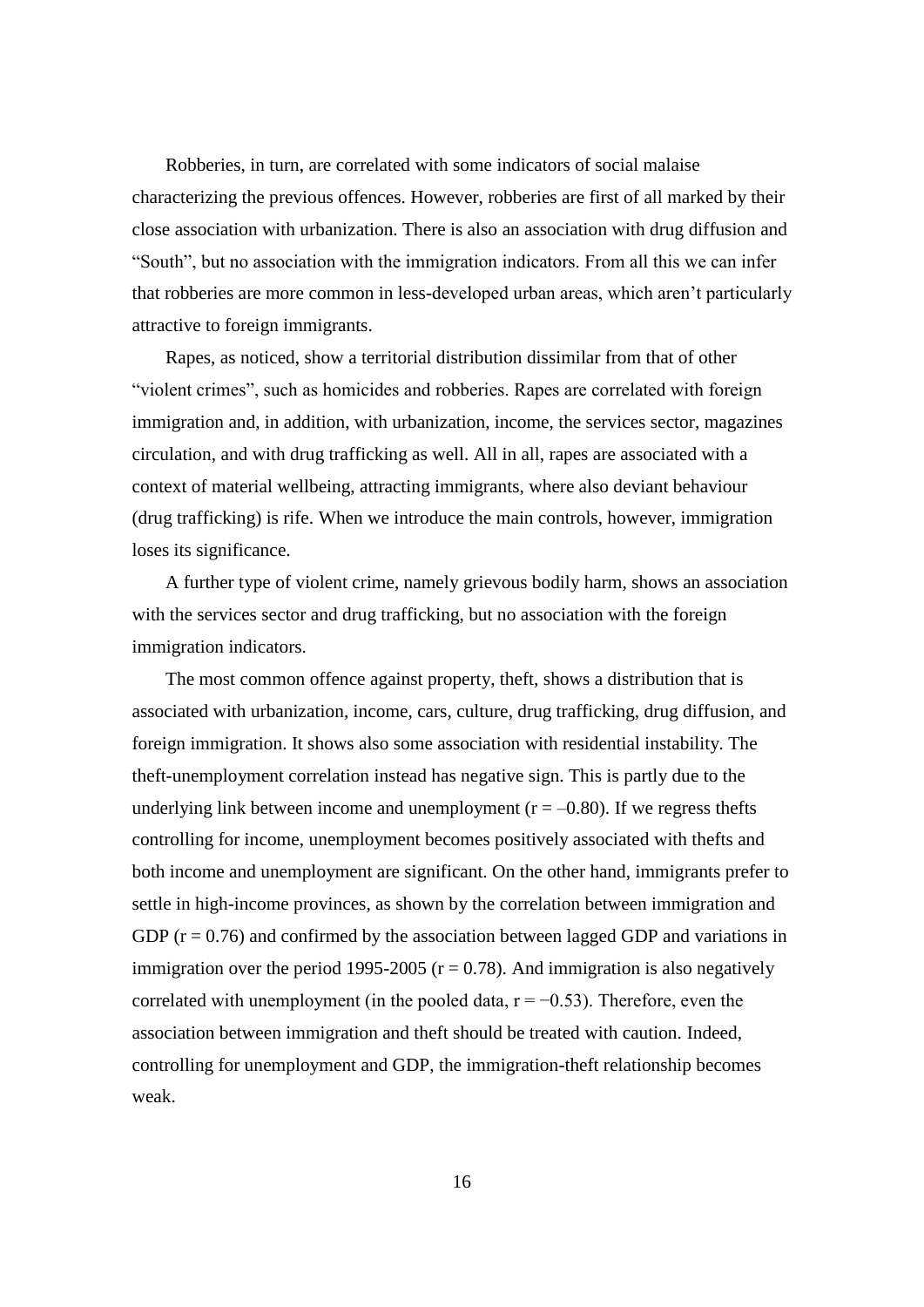Robberies, in turn, are correlated with some indicators of social malaise characterizing the previous offences. However, robberies are first of all marked by their close association with urbanization. There is also an association with drug diffusion and "South", but no association with the immigration indicators. From all this we can infer that robberies are more common in less-developed urban areas, which aren't particularly attractive to foreign immigrants.

Rapes, as noticed, show a territorial distribution dissimilar from that of other "violent crimes", such as homicides and robberies. Rapes are correlated with foreign immigration and, in addition, with urbanization, income, the services sector, magazines circulation, and with drug trafficking as well. All in all, rapes are associated with a context of material wellbeing, attracting immigrants, where also deviant behaviour (drug trafficking) is rife. When we introduce the main controls, however, immigration loses its significance.

A further type of violent crime, namely grievous bodily harm, shows an association with the services sector and drug trafficking, but no association with the foreign immigration indicators.

The most common offence against property, theft, shows a distribution that is associated with urbanization, income, cars, culture, drug trafficking, drug diffusion, and foreign immigration. It shows also some association with residential instability. The theft-unemployment correlation instead has negative sign. This is partly due to the underlying link between income and unemployment ($r = -0.80$). If we regress thefts controlling for income, unemployment becomes positively associated with thefts and both income and unemployment are significant. On the other hand, immigrants prefer to settle in high-income provinces, as shown by the correlation between immigration and GDP ($r = 0.76$) and confirmed by the association between lagged GDP and variations in immigration over the period 1995-2005 ($r = 0.78$). And immigration is also negatively correlated with unemployment (in the pooled data, $r = -0.53$). Therefore, even the association between immigration and theft should be treated with caution. Indeed, controlling for unemployment and GDP, the immigration-theft relationship becomes weak.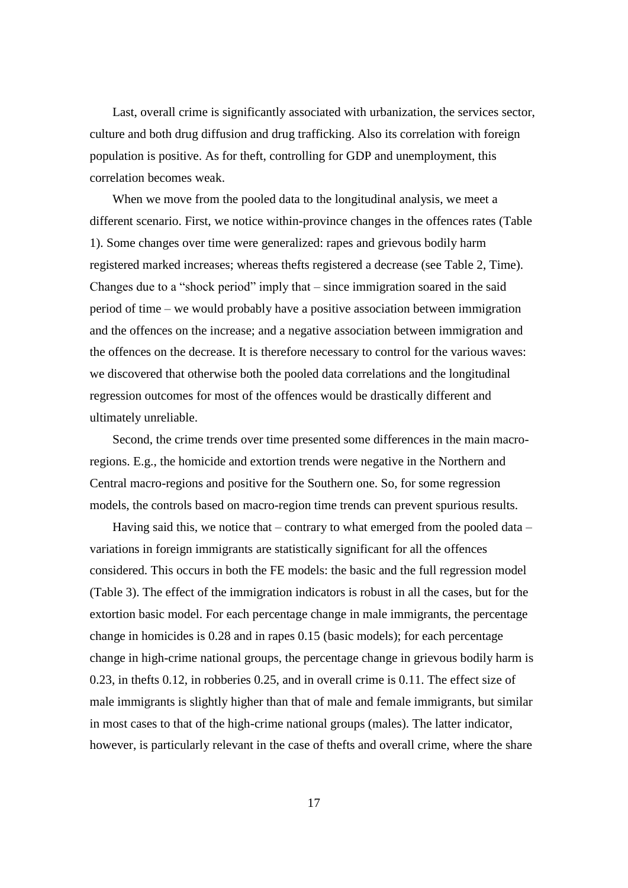Last, overall crime is significantly associated with urbanization, the services sector, culture and both drug diffusion and drug trafficking. Also its correlation with foreign population is positive. As for theft, controlling for GDP and unemployment, this correlation becomes weak.

When we move from the pooled data to the longitudinal analysis, we meet a different scenario. First, we notice within-province changes in the offences rates (Table 1). Some changes over time were generalized: rapes and grievous bodily harm registered marked increases; whereas thefts registered a decrease (see Table 2, Time). Changes due to a "shock period" imply that – since immigration soared in the said period of time – we would probably have a positive association between immigration and the offences on the increase; and a negative association between immigration and the offences on the decrease. It is therefore necessary to control for the various waves: we discovered that otherwise both the pooled data correlations and the longitudinal regression outcomes for most of the offences would be drastically different and ultimately unreliable.

Second, the crime trends over time presented some differences in the main macro-regions. E.g., the homicide and extortion trends were negative in the Northern and Central macro-regions and positive for the Southern one. So, for some regression models, the controls based on macro-region time trends can prevent spurious results.

Having said this, we notice that – contrary to what emerged from the pooled data – variations in foreign immigrants are statistically significant for all the offences considered. This occurs in both the FE models: the basic and the full regression model (Table 3). The effect of the immigration indicators is robust in all the cases, but for the extortion basic model. For each percentage change in male immigrants, the percentage change in homicides is 0.28 and in rapes 0.15 (basic models); for each percentage change in high-crime national groups, the percentage change in grievous bodily harm is 0.23, in thefts 0.12, in robberies 0.25, and in overall crime is 0.11. The effect size of male immigrants is slightly higher than that of male and female immigrants, but similar in most cases to that of the high-crime national groups (males). The latter indicator, however, is particularly relevant in the case of thefts and overall crime, where the share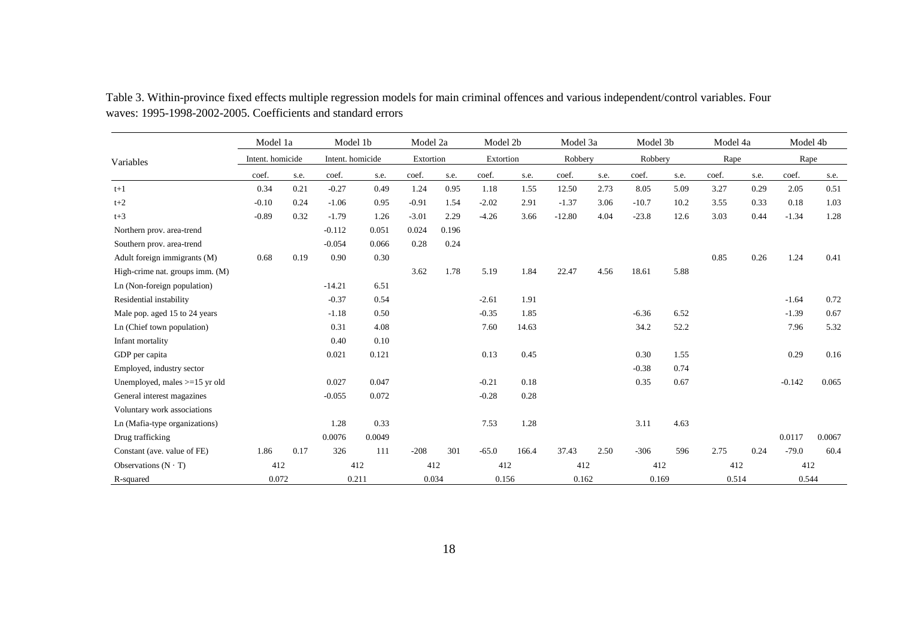Table 3. Within-province fixed effects multiple regression models for main criminal offences and various independent/control variables. Four waves: 1995-1998-2002-2005. Coefficients and standard errors

| Variables | Model 1a | | Model 1b | | Model 2a | | Model 2b | | Model 3a | | Model 3b | | Model 4a | | Model 4b | |
|---|---|---|---|---|---|---|---|---|---|---|---|---|---|---|---|---|
| | Intent. homicide | | Intent. homicide | | Extortion | | Extortion | | Robbery | | Robbery | | Rape | | Rape | |
| | coef. | s.e. | coef. | s.e. | coef. | s.e. | coef. | s.e. | coef. | s.e. | coef. | s.e. | coef. | s.e. | coef. | s.e. |
| t+1 | 0.34 | 0.21 | -0.27 | 0.49 | 1.24 | 0.95 | 1.18 | 1.55 | 12.50 | 2.73 | 8.05 | 5.09 | 3.27 | 0.29 | 2.05 | 0.51 |
| t+2 | -0.10 | 0.24 | -1.06 | 0.95 | -0.91 | 1.54 | -2.02 | 2.91 | -1.37 | 3.06 | -10.7 | 10.2 | 3.55 | 0.33 | 0.18 | 1.03 |
| t+3 | -0.89 | 0.32 | -1.79 | 1.26 | -3.01 | 2.29 | -4.26 | 3.66 | -12.80 | 4.04 | -23.8 | 12.6 | 3.03 | 0.44 | -1.34 | 1.28 |
| Northern prov. area-trend | | | -0.112 | 0.051 | 0.024 | 0.196 | | | | | | | | | | |
| Southern prov. area-trend | | | -0.054 | 0.066 | 0.28 | 0.24 | | | | | | | | | | |
| Adult foreign immigrants (M) | 0.68 | 0.19 | 0.90 | 0.30 | | | | | | | | | 0.85 | 0.26 | 1.24 | 0.41 |
| High-crime nat. groups imm. (M) | | | | | 3.62 | 1.78 | 5.19 | 1.84 | 22.47 | 4.56 | 18.61 | 5.88 | | | | |
| Ln (Non-foreign population) | | | -14.21 | 6.51 | | | | | | | | | | | | |
| Residential instability | | | -0.37 | 0.54 | | | -2.61 | 1.91 | | | | | | | -1.64 | 0.72 |
| Male pop. aged 15 to 24 years | | | -1.18 | 0.50 | | | -0.35 | 1.85 | | | -6.36 | 6.52 | | | -1.39 | 0.67 |
| Ln (Chief town population) | | | 0.31 | 4.08 | | | 7.60 | 14.63 | | | 34.2 | 52.2 | | | 7.96 | 5.32 |
| Infant mortality | | | 0.40 | 0.10 | | | | | | | | | | | | |
| GDP per capita | | | 0.021 | 0.121 | | | 0.13 | 0.45 | | | 0.30 | 1.55 | | | 0.29 | 0.16 |
| Employed, industry sector | | | | | | | | | | | -0.38 | 0.74 | | | | |
| Unemployed, males >=15 yr old | | | 0.027 | 0.047 | | | -0.21 | 0.18 | | | 0.35 | 0.67 | | | -0.142 | 0.065 |
| General interest magazines | | | -0.055 | 0.072 | | | -0.28 | 0.28 | | | | | | | | |
| Voluntary work associations | | | | | | | | | | | | | | | | |
| Ln (Mafia-type organizations) | | | 1.28 | 0.33 | | | 7.53 | 1.28 | | | 3.11 | 4.63 | | | | |
| Drug trafficking | | | 0.0076 | 0.0049 | | | | | | | | | | | 0.0117 | 0.0067 |
| Constant (ave. value of FE) | 1.86 | 0.17 | 326 | 111 | -208 | 301 | -65.0 | 166.4 | 37.43 | 2.50 | -306 | 596 | 2.75 | 0.24 | -79.0 | 60.4 |
| Observations ($N \cdot T$) | 412 | | 412 | | 412 | | 412 | | 412 | | 412 | | 412 | | 412 | |
| R-squared | 0.072 | | 0.211 | | 0.034 | | 0.156 | | 0.162 | | 0.169 | | 0.514 | | 0.544 | |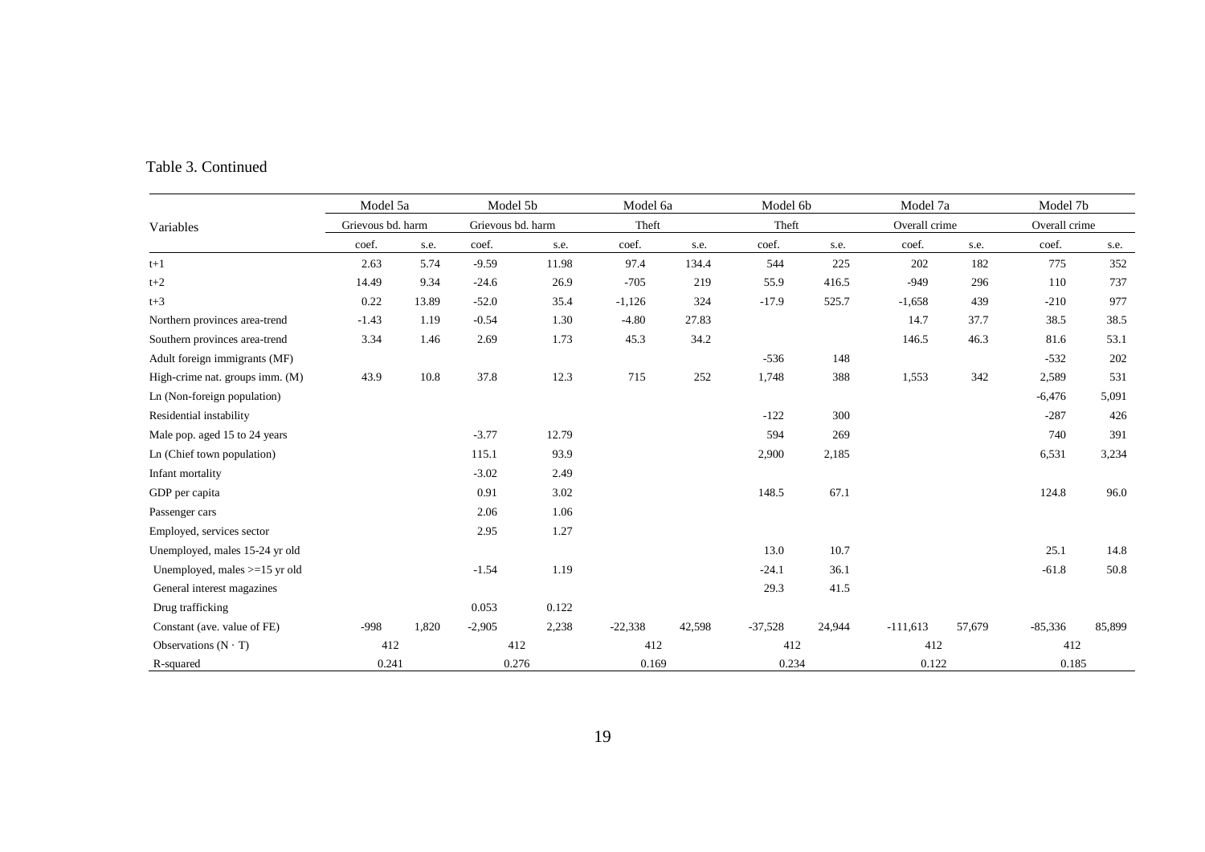Table 3. Continued

| Variables | Model 5a | | Model 5b | | Model 6a | | Model 6b | | Model 7a | | Model 7b | |
|---|---|---|---|---|---|---|---|---|---|---|---|---|
| | Grievous bd. harm | | Grievous bd. harm | | Theft | | Theft | | Overall crime | | Overall crime | |
| | coef. | s.e. | coef. | s.e. | coef. | s.e. | coef. | s.e. | coef. | s.e. | coef. | s.e. |
| t+1 | 2.63 | 5.74 | -9.59 | 11.98 | 97.4 | 134.4 | 544 | 225 | 202 | 182 | 775 | 352 |
| t+2 | 14.49 | 9.34 | -24.6 | 26.9 | -705 | 219 | 55.9 | 416.5 | -949 | 296 | 110 | 737 |
| t+3 | 0.22 | 13.89 | -52.0 | 35.4 | -1,126 | 324 | -17.9 | 525.7 | -1,658 | 439 | -210 | 977 |
| Northern provinces area-trend | -1.43 | 1.19 | -0.54 | 1.30 | -4.80 | 27.83 | | | 14.7 | 37.7 | 38.5 | 38.5 |
| Southern provinces area-trend | 3.34 | 1.46 | 2.69 | 1.73 | 45.3 | 34.2 | | | 146.5 | 46.3 | 81.6 | 53.1 |
| Adult foreign immigrants (MF) | | | | | | | -536 | 148 | | | -532 | 202 |
| High-crime nat. groups imm. (M) | 43.9 | 10.8 | 37.8 | 12.3 | 715 | 252 | 1,748 | 388 | 1,553 | 342 | 2,589 | 531 |
| Ln (Non-foreign population) | | | | | | | | | | | -6,476 | 5,091 |
| Residential instability | | | | | | | -122 | 300 | | | -287 | 426 |
| Male pop. aged 15 to 24 years | | | -3.77 | 12.79 | | | 594 | 269 | | | 740 | 391 |
| Ln (Chief town population) | | | 115.1 | 93.9 | | | 2,900 | 2,185 | | | 6,531 | 3,234 |
| Infant mortality | | | -3.02 | 2.49 | | | | | | | | |
| GDP per capita | | | 0.91 | 3.02 | | | 148.5 | 67.1 | | | 124.8 | 96.0 |
| Passenger cars | | | 2.06 | 1.06 | | | | | | | | |
| Employed, services sector | | | 2.95 | 1.27 | | | | | | | | |
| Unemployed, males 15-24 yr old | | | | | | | 13.0 | 10.7 | | | 25.1 | 14.8 |
| Unemployed, males >=15 yr old | | | -1.54 | 1.19 | | | -24.1 | 36.1 | | | -61.8 | 50.8 |
| General interest magazines | | | | | | | 29.3 | 41.5 | | | | |
| Drug trafficking | | | 0.053 | 0.122 | | | | | | | | |
| Constant (ave. value of FE) | -998 | 1,820 | -2,905 | 2,238 | -22,338 | 42,598 | -37,528 | 24,944 | -111,613 | 57,679 | -85,336 | 85,899 |
| Observations ($N \cdot T$) | 412 | | 412 | | 412 | | 412 | | 412 | | 412 | |
| R-squared | 0.241 | | 0.276 | | 0.169 | | 0.234 | | 0.122 | | 0.185 | |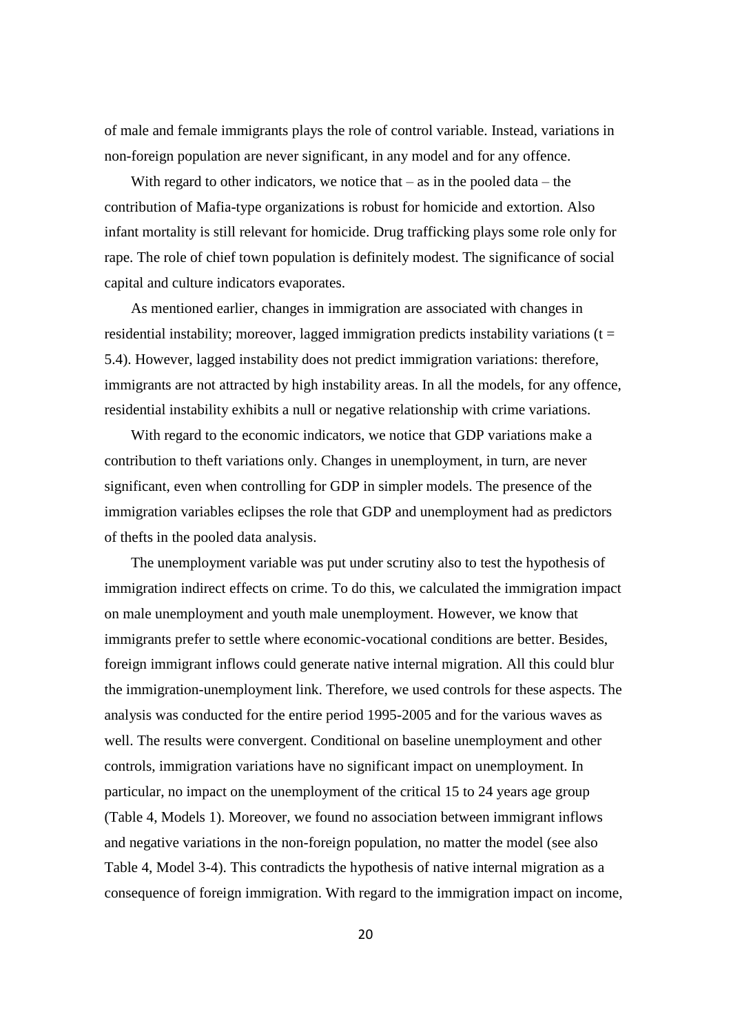of male and female immigrants plays the role of control variable. Instead, variations in non-foreign population are never significant, in any model and for any offence.

With regard to other indicators, we notice that – as in the pooled data – the contribution of Mafia-type organizations is robust for homicide and extortion. Also infant mortality is still relevant for homicide. Drug trafficking plays some role only for rape. The role of chief town population is definitely modest. The significance of social capital and culture indicators evaporates.

As mentioned earlier, changes in immigration are associated with changes in residential instability; moreover, lagged immigration predicts instability variations ($t = 5.4$). However, lagged instability does not predict immigration variations: therefore, immigrants are not attracted by high instability areas. In all the models, for any offence, residential instability exhibits a null or negative relationship with crime variations.

With regard to the economic indicators, we notice that GDP variations make a contribution to theft variations only. Changes in unemployment, in turn, are never significant, even when controlling for GDP in simpler models. The presence of the immigration variables eclipses the role that GDP and unemployment had as predictors of thefts in the pooled data analysis.

The unemployment variable was put under scrutiny also to test the hypothesis of immigration indirect effects on crime. To do this, we calculated the immigration impact on male unemployment and youth male unemployment. However, we know that immigrants prefer to settle where economic-vocational conditions are better. Besides, foreign immigrant inflows could generate native internal migration. All this could blur the immigration-unemployment link. Therefore, we used controls for these aspects. The analysis was conducted for the entire period 1995-2005 and for the various waves as well. The results were convergent. Conditional on baseline unemployment and other controls, immigration variations have no significant impact on unemployment. In particular, no impact on the unemployment of the critical 15 to 24 years age group (Table 4, Models 1). Moreover, we found no association between immigrant inflows and negative variations in the non-foreign population, no matter the model (see also Table 4, Model 3-4). This contradicts the hypothesis of native internal migration as a consequence of foreign immigration. With regard to the immigration impact on income,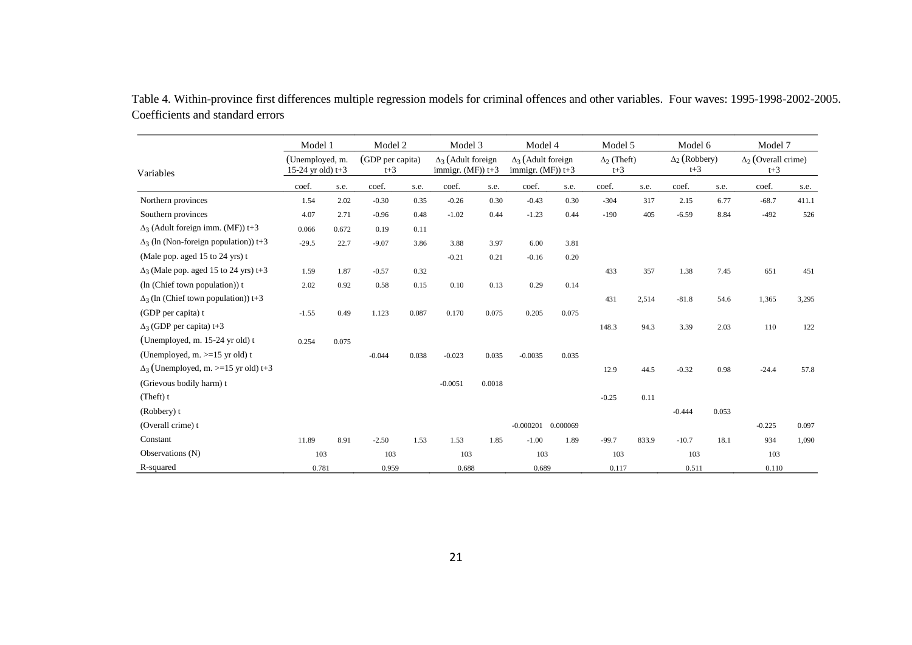Table 4. Within-province first differences multiple regression models for criminal offences and other variables. Four waves: 1995-1998-2002-2005. Coefficients and standard errors

| Variables | Model 1 | | Model 2 | | Model 3 | | Model 4 | | Model 5 | | Model 6 | | Model 7 | |
|---|---|---|---|---|---|---|---|---|---|---|---|---|---|---|
| | (Unemployed, m. 15-24 yr old) t+3 | | (GDP per capita) t+3 | | $\Delta_3$ (Adult foreign immigr. (MF)) t+3 | | $\Delta_3$ (Adult foreign immigr. (MF)) t+3 | | $\Delta_2$ (Theft) t+3 | | $\Delta_2$ (Robbery) t+3 | | $\Delta_2$ (Overall crime) t+3 | |
| | coef. | s.e. | coef. | s.e. | coef. | s.e. | coef. | s.e. | coef. | s.e. | coef. | s.e. | coef. | s.e. |
| Northern provinces | 1.54 | 2.02 | -0.30 | 0.35 | -0.26 | 0.30 | -0.43 | 0.30 | -304 | 317 | 2.15 | 6.77 | -68.7 | 411.1 |
| Southern provinces | 4.07 | 2.71 | -0.96 | 0.48 | -1.02 | 0.44 | -1.23 | 0.44 | -190 | 405 | -6.59 | 8.84 | -492 | 526 |
| $\Delta_3$ (Adult foreign imm. (MF)) t+3 | 0.066 | 0.672 | 0.19 | 0.11 | | | | | | | | | | |
| $\Delta_3$ (ln (Non-foreign population)) t+3 | -29.5 | 22.7 | -9.07 | 3.86 | 3.88 | 3.97 | 6.00 | 3.81 | | | | | | |
| (Male pop. aged 15 to 24 yrs) t | | | | | -0.21 | 0.21 | -0.16 | 0.20 | | | | | | |
| $\Delta_3$ (Male pop. aged 15 to 24 yrs) t+3 | 1.59 | 1.87 | -0.57 | 0.32 | | | | | 433 | 357 | 1.38 | 7.45 | 651 | 451 |
| (ln (Chief town population)) t | 2.02 | 0.92 | 0.58 | 0.15 | 0.10 | 0.13 | 0.29 | 0.14 | | | | | | |
| $\Delta_3$ (ln (Chief town population)) t+3 | | | | | | | | | 431 | 2,514 | -81.8 | 54.6 | 1,365 | 3,295 |
| (GDP per capita) t | -1.55 | 0.49 | 1.123 | 0.087 | 0.170 | 0.075 | 0.205 | 0.075 | | | | | | |
| $\Delta_3$ (GDP per capita) t+3 | | | | | | | | | 148.3 | 94.3 | 3.39 | 2.03 | 110 | 122 |
| (Unemployed, m. 15-24 yr old) t | 0.254 | 0.075 | | | | | | | | | | | | |
| (Unemployed, m. >=15 yr old) t | | | -0.044 | 0.038 | -0.023 | 0.035 | -0.0035 | 0.035 | | | | | | |
| $\Delta_3$ (Unemployed, m. >=15 yr old) t+3 | | | | | | | | | 12.9 | 44.5 | -0.32 | 0.98 | -24.4 | 57.8 |
| (Grievous bodily harm) t | | | | | -0.0051 | 0.0018 | | | | | | | | |
| (Theft) t | | | | | | | | | -0.25 | 0.11 | | | | |
| (Robbery) t | | | | | | | | | | | -0.444 | 0.053 | | |
| (Overall crime) t | | | | | | | -0.000201 | 0.000069 | | | | | -0.225 | 0.097 |
| Constant | 11.89 | 8.91 | -2.50 | 1.53 | 1.53 | 1.85 | -1.00 | 1.89 | -99.7 | 833.9 | -10.7 | 18.1 | 934 | 1,090 |
| Observations (N) | 103 | | 103 | | 103 | | 103 | | 103 | | 103 | | 103 | |
| R-squared | 0.781 | | 0.959 | | 0.688 | | 0.689 | | 0.117 | | 0.511 | | 0.110 | |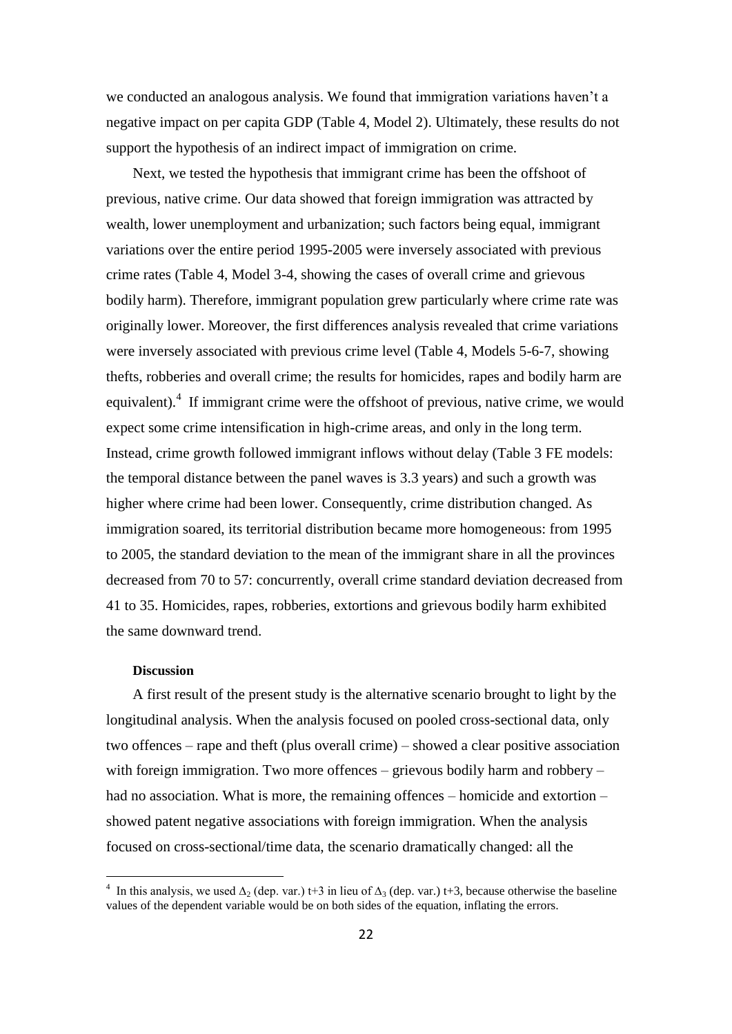we conducted an analogous analysis. We found that immigration variations haven't a negative impact on per capita GDP (Table 4, Model 2). Ultimately, these results do not support the hypothesis of an indirect impact of immigration on crime.

Next, we tested the hypothesis that immigrant crime has been the offshoot of previous, native crime. Our data showed that foreign immigration was attracted by wealth, lower unemployment and urbanization; such factors being equal, immigrant variations over the entire period 1995-2005 were inversely associated with previous crime rates (Table 4, Model 3-4, showing the cases of overall crime and grievous bodily harm). Therefore, immigrant population grew particularly where crime rate was originally lower. Moreover, the first differences analysis revealed that crime variations were inversely associated with previous crime level (Table 4, Models 5-6-7, showing thefts, robberies and overall crime; the results for homicides, rapes and bodily harm are equivalent).[4] If immigrant crime were the offshoot of previous, native crime, we would expect some crime intensification in high-crime areas, and only in the long term. Instead, crime growth followed immigrant inflows without delay (Table 3 FE models: the temporal distance between the panel waves is 3.3 years) and such a growth was higher where crime had been lower. Consequently, crime distribution changed. As immigration soared, its territorial distribution became more homogeneous: from 1995 to 2005, the standard deviation to the mean of the immigrant share in all the provinces decreased from 70 to 57: concurrently, overall crime standard deviation decreased from 41 to 35. Homicides, rapes, robberies, extortions and grievous bodily harm exhibited the same downward trend.

### Discussion

A first result of the present study is the alternative scenario brought to light by the longitudinal analysis. When the analysis focused on pooled cross-sectional data, only two offences – rape and theft (plus overall crime) – showed a clear positive association with foreign immigration. Two more offences – grievous bodily harm and robbery – had no association. What is more, the remaining offences – homicide and extortion – showed patent negative associations with foreign immigration. When the analysis focused on cross-sectional/time data, the scenario dramatically changed: all the

---

[4] In this analysis, we used $\Delta_2$ (dep. var.) t+3 in lieu of $\Delta_3$ (dep. var.) t+3, because otherwise the baseline values of the dependent variable would be on both sides of the equation, inflating the errors.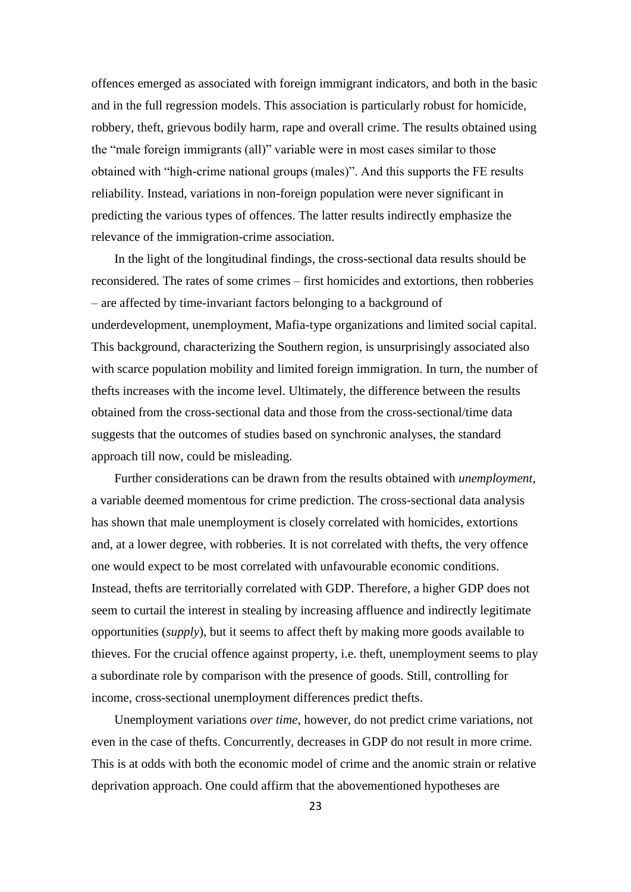offences emerged as associated with foreign immigrant indicators, and both in the basic and in the full regression models. This association is particularly robust for homicide, robbery, theft, grievous bodily harm, rape and overall crime. The results obtained using the "male foreign immigrants (all)" variable were in most cases similar to those obtained with "high-crime national groups (males)". And this supports the FE results reliability. Instead, variations in non-foreign population were never significant in predicting the various types of offences. The latter results indirectly emphasize the relevance of the immigration-crime association.

In the light of the longitudinal findings, the cross-sectional data results should be reconsidered. The rates of some crimes – first homicides and extortions, then robberies – are affected by time-invariant factors belonging to a background of underdevelopment, unemployment, Mafia-type organizations and limited social capital. This background, characterizing the Southern region, is unsurprisingly associated also with scarce population mobility and limited foreign immigration. In turn, the number of thefts increases with the income level. Ultimately, the difference between the results obtained from the cross-sectional data and those from the cross-sectional/time data suggests that the outcomes of studies based on synchronic analyses, the standard approach till now, could be misleading.

Further considerations can be drawn from the results obtained with *unemployment*, a variable deemed momentous for crime prediction. The cross-sectional data analysis has shown that male unemployment is closely correlated with homicides, extortions and, at a lower degree, with robberies. It is not correlated with thefts, the very offence one would expect to be most correlated with unfavourable economic conditions. Instead, thefts are territorially correlated with GDP. Therefore, a higher GDP does not seem to curtail the interest in stealing by increasing affluence and indirectly legitimate opportunities (*supply*), but it seems to affect theft by making more goods available to thieves. For the crucial offence against property, i.e. theft, unemployment seems to play a subordinate role by comparison with the presence of goods. Still, controlling for income, cross-sectional unemployment differences predict thefts.

Unemployment variations *over time*, however, do not predict crime variations, not even in the case of thefts. Concurrently, decreases in GDP do not result in more crime. This is at odds with both the economic model of crime and the anomic strain or relative deprivation approach. One could affirm that the abovementioned hypotheses are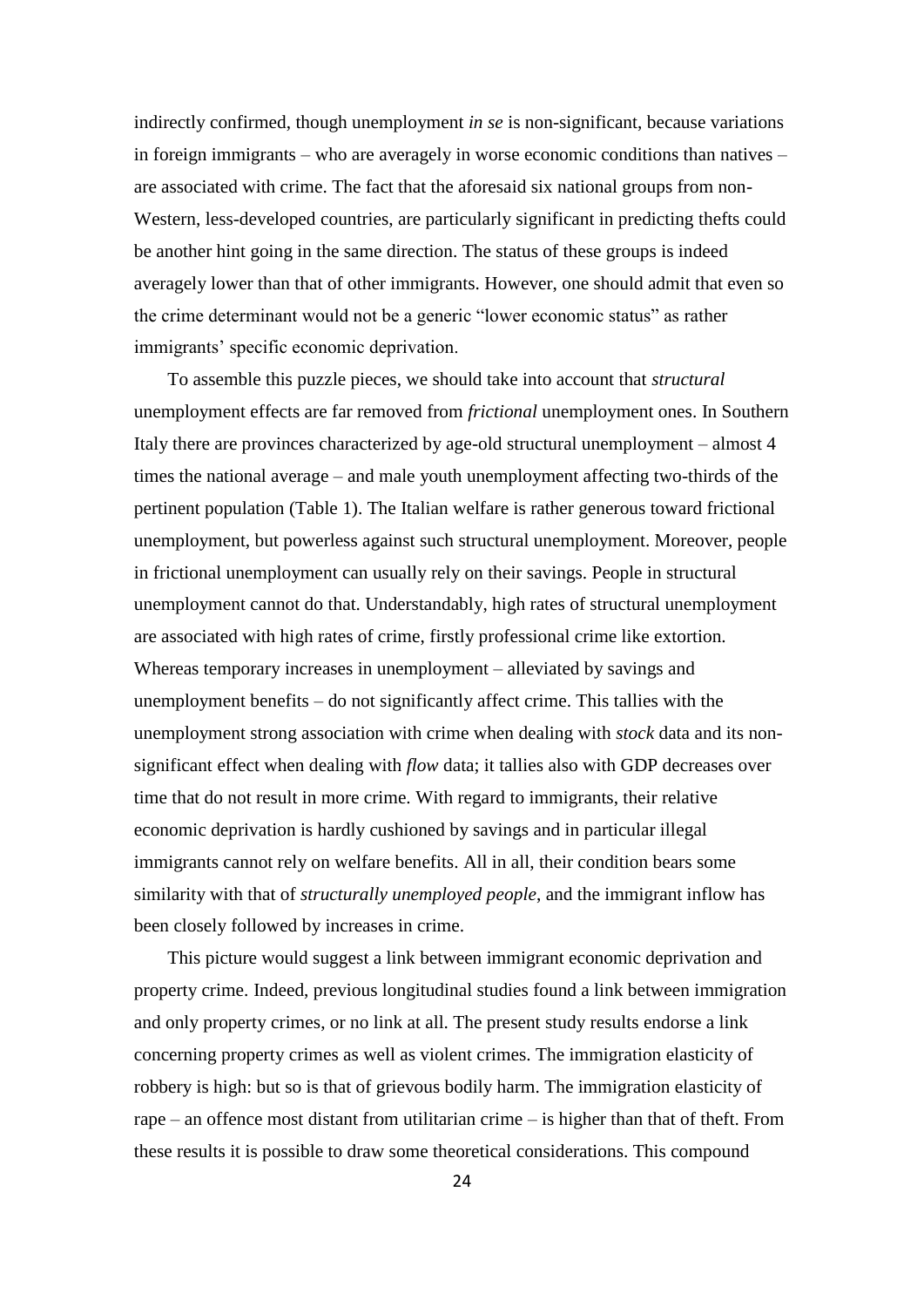indirectly confirmed, though unemployment *in se* is non-significant, because variations in foreign immigrants – who are averagely in worse economic conditions than natives – are associated with crime. The fact that the aforesaid six national groups from non-Western, less-developed countries, are particularly significant in predicting thefts could be another hint going in the same direction. The status of these groups is indeed averagely lower than that of other immigrants. However, one should admit that even so the crime determinant would not be a generic "lower economic status" as rather immigrants' specific economic deprivation.

To assemble this puzzle pieces, we should take into account that *structural* unemployment effects are far removed from *frictional* unemployment ones. In Southern Italy there are provinces characterized by age-old structural unemployment – almost 4 times the national average – and male youth unemployment affecting two-thirds of the pertinent population (Table 1). The Italian welfare is rather generous toward frictional unemployment, but powerless against such structural unemployment. Moreover, people in frictional unemployment can usually rely on their savings. People in structural unemployment cannot do that. Understandably, high rates of structural unemployment are associated with high rates of crime, firstly professional crime like extortion. Whereas temporary increases in unemployment – alleviated by savings and unemployment benefits – do not significantly affect crime. This tallies with the unemployment strong association with crime when dealing with *stock* data and its non-significant effect when dealing with *flow* data; it tallies also with GDP decreases over time that do not result in more crime. With regard to immigrants, their relative economic deprivation is hardly cushioned by savings and in particular illegal immigrants cannot rely on welfare benefits. All in all, their condition bears some similarity with that of *structurally unemployed people*, and the immigrant inflow has been closely followed by increases in crime.

This picture would suggest a link between immigrant economic deprivation and property crime. Indeed, previous longitudinal studies found a link between immigration and only property crimes, or no link at all. The present study results endorse a link concerning property crimes as well as violent crimes. The immigration elasticity of robbery is high: but so is that of grievous bodily harm. The immigration elasticity of rape – an offence most distant from utilitarian crime – is higher than that of theft. From these results it is possible to draw some theoretical considerations. This compound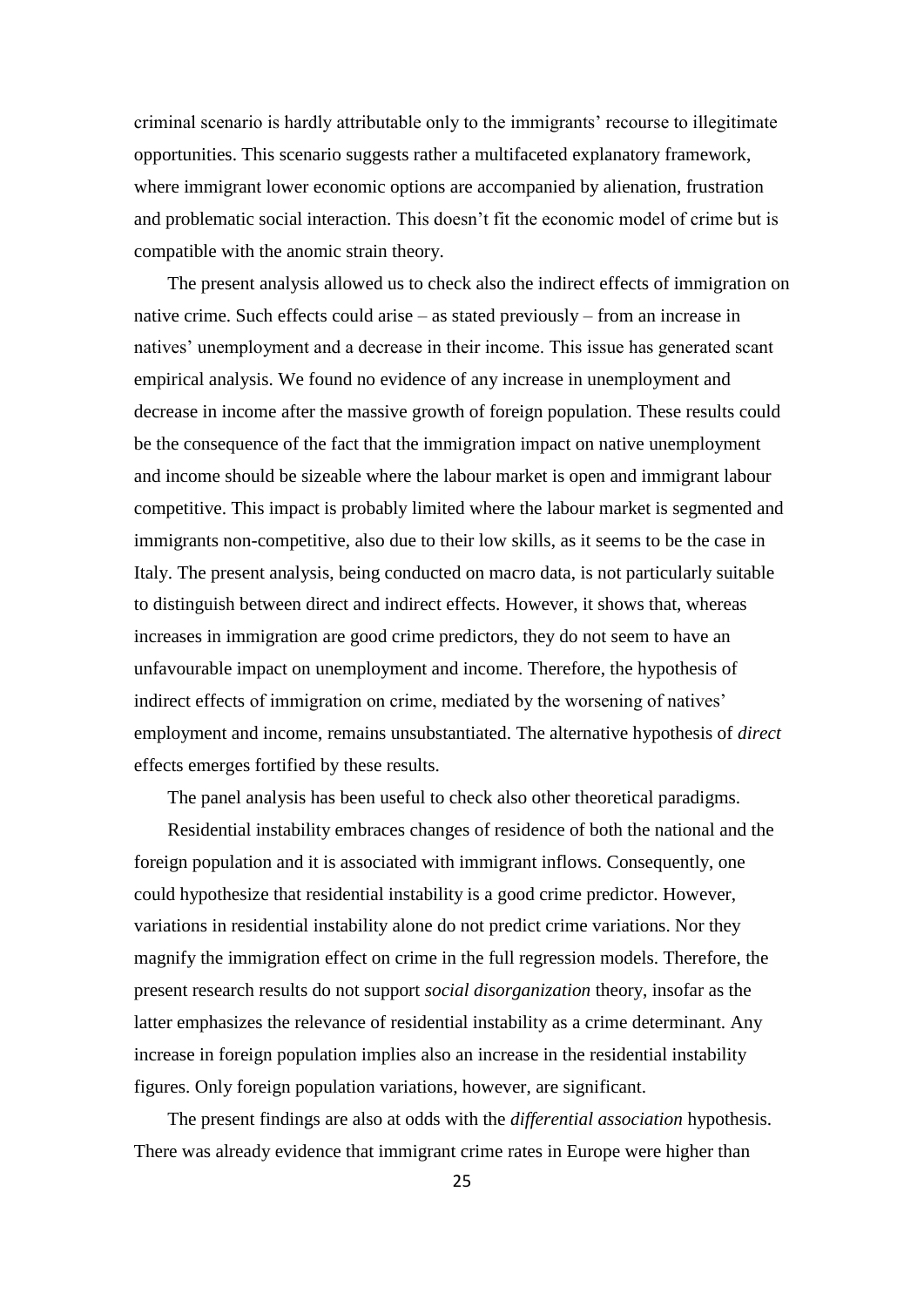criminal scenario is hardly attributable only to the immigrants' recourse to illegitimate opportunities. This scenario suggests rather a multifaceted explanatory framework, where immigrant lower economic options are accompanied by alienation, frustration and problematic social interaction. This doesn't fit the economic model of crime but is compatible with the anomic strain theory.

The present analysis allowed us to check also the indirect effects of immigration on native crime. Such effects could arise – as stated previously – from an increase in natives' unemployment and a decrease in their income. This issue has generated scant empirical analysis. We found no evidence of any increase in unemployment and decrease in income after the massive growth of foreign population. These results could be the consequence of the fact that the immigration impact on native unemployment and income should be sizeable where the labour market is open and immigrant labour competitive. This impact is probably limited where the labour market is segmented and immigrants non-competitive, also due to their low skills, as it seems to be the case in Italy. The present analysis, being conducted on macro data, is not particularly suitable to distinguish between direct and indirect effects. However, it shows that, whereas increases in immigration are good crime predictors, they do not seem to have an unfavourable impact on unemployment and income. Therefore, the hypothesis of indirect effects of immigration on crime, mediated by the worsening of natives' employment and income, remains unsubstantiated. The alternative hypothesis of *direct* effects emerges fortified by these results.

The panel analysis has been useful to check also other theoretical paradigms.

Residential instability embraces changes of residence of both the national and the foreign population and it is associated with immigrant inflows. Consequently, one could hypothesize that residential instability is a good crime predictor. However, variations in residential instability alone do not predict crime variations. Nor they magnify the immigration effect on crime in the full regression models. Therefore, the present research results do not support *social disorganization* theory, insofar as the latter emphasizes the relevance of residential instability as a crime determinant. Any increase in foreign population implies also an increase in the residential instability figures. Only foreign population variations, however, are significant.

The present findings are also at odds with the *differential association* hypothesis. There was already evidence that immigrant crime rates in Europe were higher than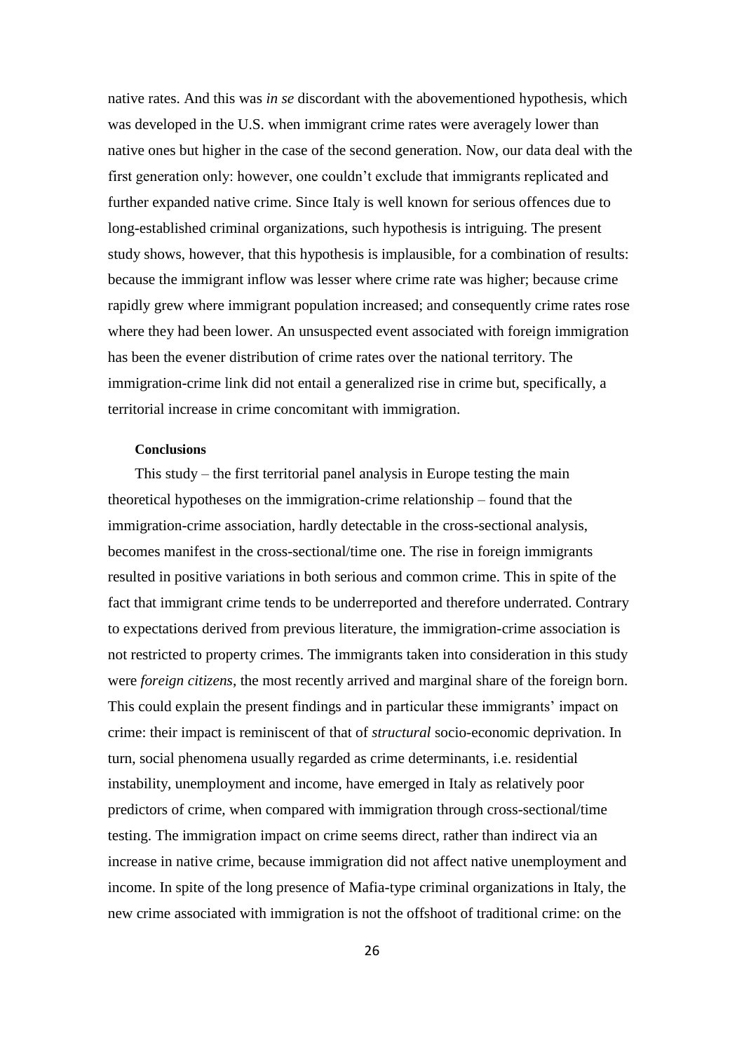native rates. And this was *in se* discordant with the abovementioned hypothesis, which was developed in the U.S. when immigrant crime rates were averagely lower than native ones but higher in the case of the second generation. Now, our data deal with the first generation only: however, one couldn't exclude that immigrants replicated and further expanded native crime. Since Italy is well known for serious offences due to long-established criminal organizations, such hypothesis is intriguing. The present study shows, however, that this hypothesis is implausible, for a combination of results: because the immigrant inflow was lesser where crime rate was higher; because crime rapidly grew where immigrant population increased; and consequently crime rates rose where they had been lower. An unsuspected event associated with foreign immigration has been the evener distribution of crime rates over the national territory. The immigration-crime link did not entail a generalized rise in crime but, specifically, a territorial increase in crime concomitant with immigration.

## Conclusions

This study – the first territorial panel analysis in Europe testing the main theoretical hypotheses on the immigration-crime relationship – found that the immigration-crime association, hardly detectable in the cross-sectional analysis, becomes manifest in the cross-sectional/time one. The rise in foreign immigrants resulted in positive variations in both serious and common crime. This in spite of the fact that immigrant crime tends to be underreported and therefore underrated. Contrary to expectations derived from previous literature, the immigration-crime association is not restricted to property crimes. The immigrants taken into consideration in this study were *foreign citizens*, the most recently arrived and marginal share of the foreign born. This could explain the present findings and in particular these immigrants' impact on crime: their impact is reminiscent of that of *structural* socio-economic deprivation. In turn, social phenomena usually regarded as crime determinants, i.e. residential instability, unemployment and income, have emerged in Italy as relatively poor predictors of crime, when compared with immigration through cross-sectional/time testing. The immigration impact on crime seems direct, rather than indirect via an increase in native crime, because immigration did not affect native unemployment and income. In spite of the long presence of Mafia-type criminal organizations in Italy, the new crime associated with immigration is not the offshoot of traditional crime: on the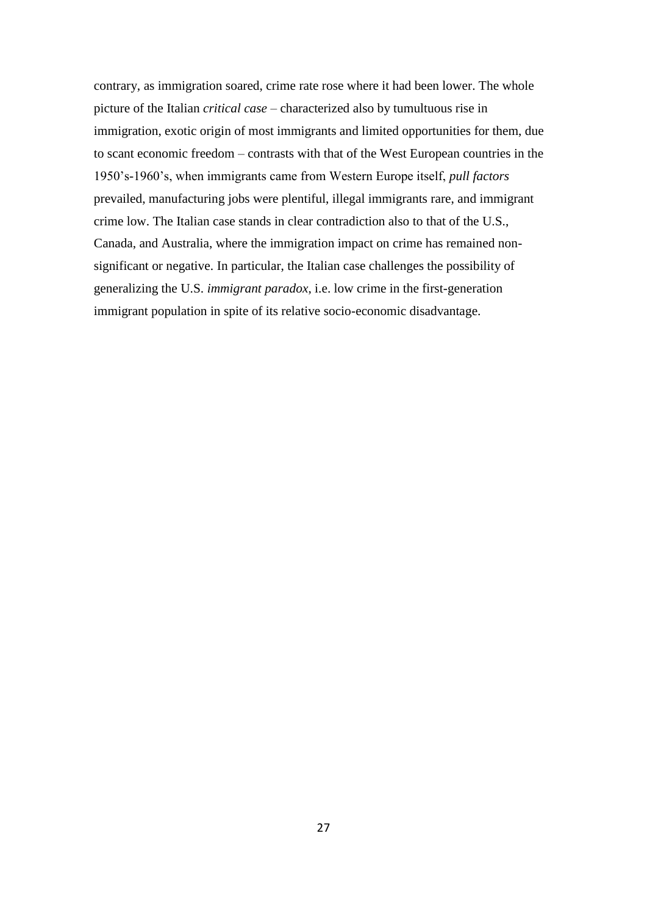contrary, as immigration soared, crime rate rose where it had been lower. The whole picture of the Italian *critical case* – characterized also by tumultuous rise in immigration, exotic origin of most immigrants and limited opportunities for them, due to scant economic freedom – contrasts with that of the West European countries in the 1950's-1960's, when immigrants came from Western Europe itself, *pull factors* prevailed, manufacturing jobs were plentiful, illegal immigrants rare, and immigrant crime low. The Italian case stands in clear contradiction also to that of the U.S., Canada, and Australia, where the immigration impact on crime has remained non-significant or negative. In particular, the Italian case challenges the possibility of generalizing the U.S. *immigrant paradox*, i.e. low crime in the first-generation immigrant population in spite of its relative socio-economic disadvantage.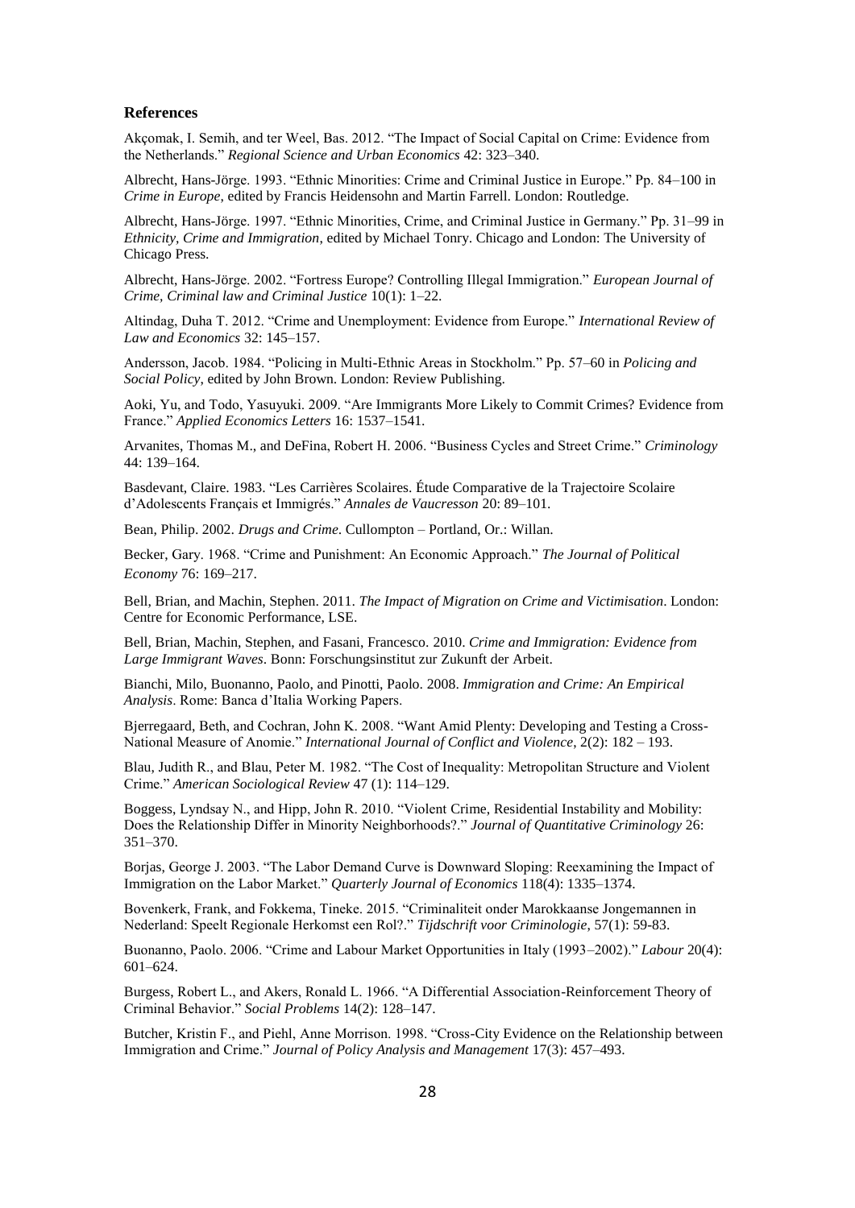## References

Akçomak, I. Semih, and ter Weel, Bas. 2012. "The Impact of Social Capital on Crime: Evidence from the Netherlands." *Regional Science and Urban Economics* 42: 323–340.

Albrecht, Hans-Jörge. 1993. "Ethnic Minorities: Crime and Criminal Justice in Europe." Pp. 84–100 in *Crime in Europe*, edited by Francis Heidensohn and Martin Farrell. London: Routledge.

Albrecht, Hans-Jörge. 1997. "Ethnic Minorities, Crime, and Criminal Justice in Germany." Pp. 31–99 in *Ethnicity, Crime and Immigration*, edited by Michael Tonry. Chicago and London: The University of Chicago Press.

Albrecht, Hans-Jörge. 2002. "Fortress Europe? Controlling Illegal Immigration." *European Journal of Crime, Criminal law and Criminal Justice* 10(1): 1–22.

Altindag, Duha T. 2012. "Crime and Unemployment: Evidence from Europe." *International Review of Law and Economics* 32: 145–157.

Andersson, Jacob. 1984. "Policing in Multi-Ethnic Areas in Stockholm." Pp. 57–60 in *Policing and Social Policy*, edited by John Brown. London: Review Publishing.

Aoki, Yu, and Todo, Yasuyuki. 2009. "Are Immigrants More Likely to Commit Crimes? Evidence from France." *Applied Economics Letters* 16: 1537–1541.

Arvanites, Thomas M., and DeFina, Robert H. 2006. "Business Cycles and Street Crime." *Criminology* 44: 139–164.

Basdevant, Claire. 1983. "Les Carrières Scolaires. Étude Comparative de la Trajectoire Scolaire d'Adolescents Français et Immigrés." *Annales de Vaucresson* 20: 89–101.

Bean, Philip. 2002. *Drugs and Crime*. Cullompton – Portland, Or.: Willan.

Becker, Gary. 1968. "Crime and Punishment: An Economic Approach." *The Journal of Political Economy* 76: 169–217.

Bell, Brian, and Machin, Stephen. 2011. *The Impact of Migration on Crime and Victimisation*. London: Centre for Economic Performance, LSE.

Bell, Brian, Machin, Stephen, and Fasani, Francesco. 2010. *Crime and Immigration: Evidence from Large Immigrant Waves*. Bonn: Forschungsinstitut zur Zukunft der Arbeit.

Bianchi, Milo, Buonanno, Paolo, and Pinotti, Paolo. 2008. *Immigration and Crime: An Empirical Analysis*. Rome: Banca d'Italia Working Papers.

Bjerregaard, Beth, and Cochran, John K. 2008. "Want Amid Plenty: Developing and Testing a Cross-National Measure of Anomie." *International Journal of Conflict and Violence*, 2(2): 182 – 193.

Blau, Judith R., and Blau, Peter M. 1982. "The Cost of Inequality: Metropolitan Structure and Violent Crime." *American Sociological Review* 47 (1): 114–129.

Boggess, Lyndsay N., and Hipp, John R. 2010. "Violent Crime, Residential Instability and Mobility: Does the Relationship Differ in Minority Neighborhoods?." *Journal of Quantitative Criminology* 26: 351–370.

Borjas, George J. 2003. "The Labor Demand Curve is Downward Sloping: Reexamining the Impact of Immigration on the Labor Market." *Quarterly Journal of Economics* 118(4): 1335–1374.

Bovenkerk, Frank, and Fokkema, Tineke. 2015. "Criminaliteit onder Marokkaanse Jongemannen in Nederland: Speelt Regionale Herkomst een Rol?." *Tijdschrift voor Criminologie*, 57(1): 59-83.

Buonanno, Paolo. 2006. "Crime and Labour Market Opportunities in Italy (1993–2002)." *Labour* 20(4): 601–624.

Burgess, Robert L., and Akers, Ronald L. 1966. "A Differential Association-Reinforcement Theory of Criminal Behavior." *Social Problems* 14(2): 128–147.

Butcher, Kristin F., and Piehl, Anne Morrison. 1998. "Cross-City Evidence on the Relationship between Immigration and Crime." *Journal of Policy Analysis and Management* 17(3): 457–493.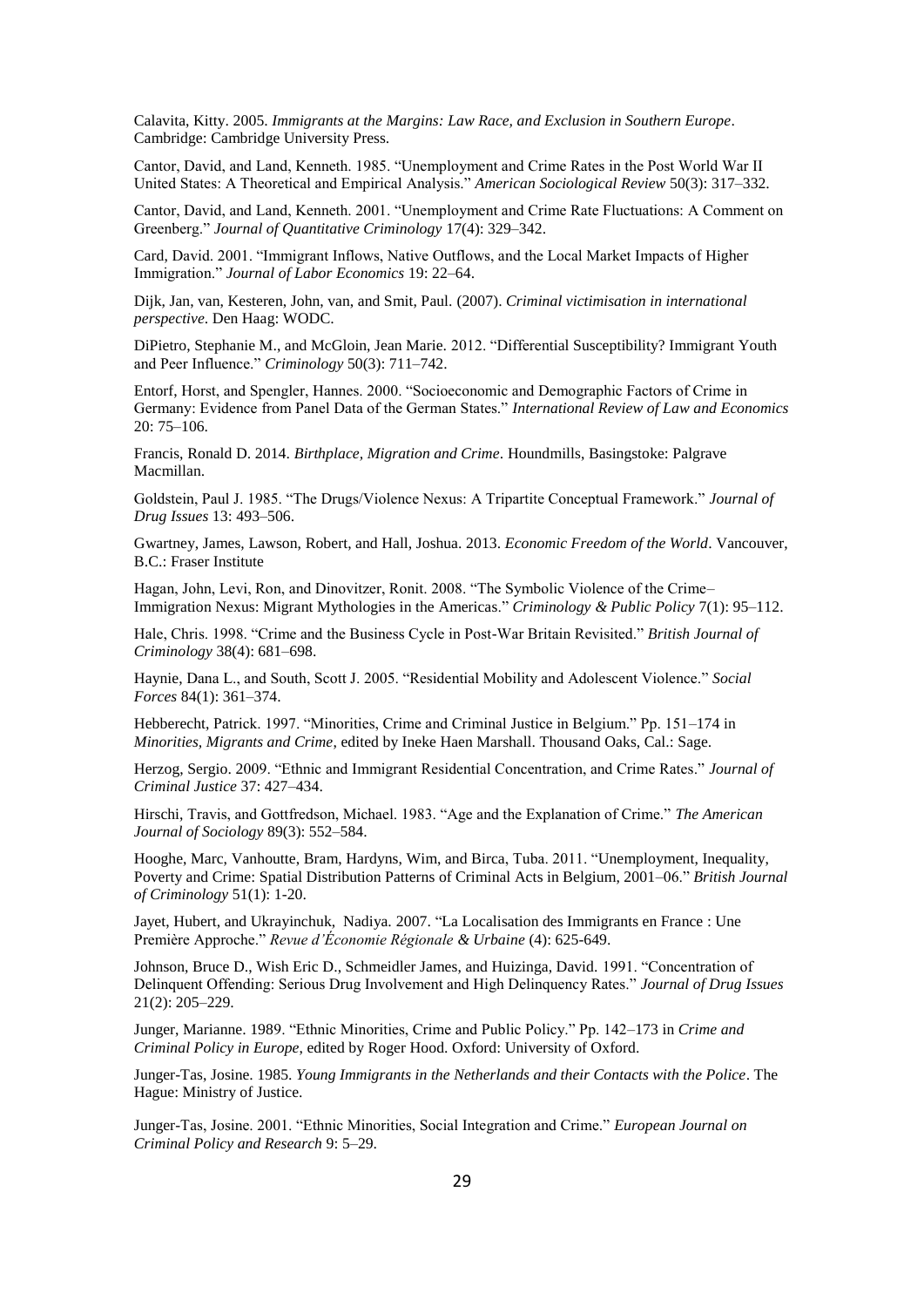Calavita, Kitty. 2005. *Immigrants at the Margins: Law Race, and Exclusion in Southern Europe*. Cambridge: Cambridge University Press.

Cantor, David, and Land, Kenneth. 1985. "Unemployment and Crime Rates in the Post World War II United States: A Theoretical and Empirical Analysis." *American Sociological Review* 50(3): 317–332.

Cantor, David, and Land, Kenneth. 2001. "Unemployment and Crime Rate Fluctuations: A Comment on Greenberg." *Journal of Quantitative Criminology* 17(4): 329–342.

Card, David. 2001. "Immigrant Inflows, Native Outflows, and the Local Market Impacts of Higher Immigration." *Journal of Labor Economics* 19: 22–64.

Dijk, Jan, van, Kesteren, John, van, and Smit, Paul. (2007). *Criminal victimisation in international perspective*. Den Haag: WODC.

DiPietro, Stephanie M., and McGloin, Jean Marie. 2012. "Differential Susceptibility? Immigrant Youth and Peer Influence." *Criminology* 50(3): 711–742.

Entorf, Horst, and Spengler, Hannes. 2000. "Socioeconomic and Demographic Factors of Crime in Germany: Evidence from Panel Data of the German States." *International Review of Law and Economics* 20: 75–106.

Francis, Ronald D. 2014. *Birthplace, Migration and Crime*. Houndmills, Basingstoke: Palgrave Macmillan.

Goldstein, Paul J. 1985. "The Drugs/Violence Nexus: A Tripartite Conceptual Framework." *Journal of Drug Issues* 13: 493–506.

Gwartney, James, Lawson, Robert, and Hall, Joshua. 2013. *Economic Freedom of the World*. Vancouver, B.C.: Fraser Institute

Hagan, John, Levi, Ron, and Dinovitzer, Ronit. 2008. "The Symbolic Violence of the Crime–Immigration Nexus: Migrant Mythologies in the Americas." *Criminology & Public Policy* 7(1): 95–112.

Hale, Chris. 1998. "Crime and the Business Cycle in Post-War Britain Revisited." *British Journal of Criminology* 38(4): 681–698.

Haynie, Dana L., and South, Scott J. 2005. "Residential Mobility and Adolescent Violence." *Social Forces* 84(1): 361–374.

Hebberecht, Patrick. 1997. "Minorities, Crime and Criminal Justice in Belgium." Pp. 151–174 in *Minorities, Migrants and Crime*, edited by Ineke Haen Marshall. Thousand Oaks, Cal.: Sage.

Herzog, Sergio. 2009. "Ethnic and Immigrant Residential Concentration, and Crime Rates." *Journal of Criminal Justice* 37: 427–434.

Hirschi, Travis, and Gottfredson, Michael. 1983. "Age and the Explanation of Crime." *The American Journal of Sociology* 89(3): 552–584.

Hooghe, Marc, Vanhoutte, Bram, Hardyns, Wim, and Birca, Tuba. 2011. "Unemployment, Inequality, Poverty and Crime: Spatial Distribution Patterns of Criminal Acts in Belgium, 2001–06." *British Journal of Criminology* 51(1): 1-20.

Jayet, Hubert, and Ukrayinchuk, Nadiya. 2007. "La Localisation des Immigrants en France : Une Première Approche." *Revue d'Économie Régionale & Urbaine* (4): 625-649.

Johnson, Bruce D., Wish Eric D., Schmeidler James, and Huizinga, David. 1991. "Concentration of Delinquent Offending: Serious Drug Involvement and High Delinquency Rates." *Journal of Drug Issues* 21(2): 205–229.

Junger, Marianne. 1989. "Ethnic Minorities, Crime and Public Policy." Pp. 142–173 in *Crime and Criminal Policy in Europe*, edited by Roger Hood. Oxford: University of Oxford.

Junger-Tas, Josine. 1985. *Young Immigrants in the Netherlands and their Contacts with the Police*. The Hague: Ministry of Justice.

Junger-Tas, Josine. 2001. "Ethnic Minorities, Social Integration and Crime." *European Journal on Criminal Policy and Research* 9: 5–29.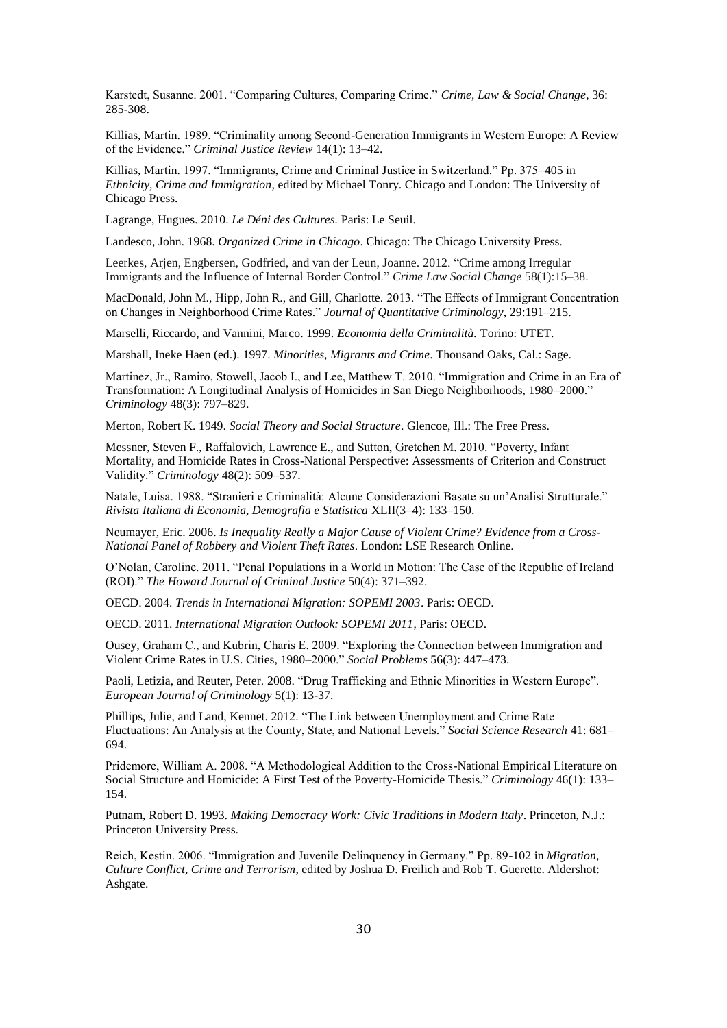Karstedt, Susanne. 2001. "Comparing Cultures, Comparing Crime." *Crime, Law & Social Change*, 36: 285-308.

Killias, Martin. 1989. "Criminality among Second-Generation Immigrants in Western Europe: A Review of the Evidence." *Criminal Justice Review* 14(1): 13–42.

Killias, Martin. 1997. "Immigrants, Crime and Criminal Justice in Switzerland." Pp. 375–405 in *Ethnicity, Crime and Immigration*, edited by Michael Tonry. Chicago and London: The University of Chicago Press.

Lagrange, Hugues. 2010. *Le Déni des Cultures.* Paris: Le Seuil.

Landesco, John. 1968. *Organized Crime in Chicago*. Chicago: The Chicago University Press.

Leerkes, Arjen, Engbersen, Godfried, and van der Leun, Joanne. 2012. "Crime among Irregular Immigrants and the Influence of Internal Border Control." *Crime Law Social Change* 58(1):15–38.

MacDonald, John M., Hipp, John R., and Gill, Charlotte. 2013. "The Effects of Immigrant Concentration on Changes in Neighborhood Crime Rates." *Journal of Quantitative Criminology*, 29:191–215.

Marselli, Riccardo, and Vannini, Marco. 1999. *Economia della Criminalità.* Torino: UTET.

Marshall, Ineke Haen (ed.). 1997. *Minorities, Migrants and Crime*. Thousand Oaks, Cal.: Sage.

Martinez, Jr., Ramiro, Stowell, Jacob I., and Lee, Matthew T. 2010. "Immigration and Crime in an Era of Transformation: A Longitudinal Analysis of Homicides in San Diego Neighborhoods, 1980–2000." *Criminology* 48(3): 797–829.

Merton, Robert K. 1949. *Social Theory and Social Structure*. Glencoe, Ill.: The Free Press.

Messner, Steven F., Raffalovich, Lawrence E., and Sutton, Gretchen M. 2010. "Poverty, Infant Mortality, and Homicide Rates in Cross-National Perspective: Assessments of Criterion and Construct Validity." *Criminology* 48(2): 509–537.

Natale, Luisa. 1988. "Stranieri e Criminalità: Alcune Considerazioni Basate su un'Analisi Strutturale." *Rivista Italiana di Economia, Demografia e Statistica* XLII(3–4): 133–150.

Neumayer, Eric. 2006. *Is Inequality Really a Major Cause of Violent Crime? Evidence from a Cross-National Panel of Robbery and Violent Theft Rates*. London: LSE Research Online.

O'Nolan, Caroline. 2011. "Penal Populations in a World in Motion: The Case of the Republic of Ireland (ROI)." *The Howard Journal of Criminal Justice* 50(4): 371–392.

OECD. 2004. *Trends in International Migration: SOPEMI 2003*. Paris: OECD.

OECD. 2011. *International Migration Outlook: SOPEMI 2011*, Paris: OECD.

Ousey, Graham C., and Kubrin, Charis E. 2009. "Exploring the Connection between Immigration and Violent Crime Rates in U.S. Cities, 1980–2000." *Social Problems* 56(3): 447–473.

Paoli, Letizia, and Reuter, Peter. 2008. "Drug Trafficking and Ethnic Minorities in Western Europe". *European Journal of Criminology* 5(1): 13-37.

Phillips, Julie, and Land, Kennet. 2012. "The Link between Unemployment and Crime Rate Fluctuations: An Analysis at the County, State, and National Levels." *Social Science Research* 41: 681–694.

Pridemore, William A. 2008. "A Methodological Addition to the Cross-National Empirical Literature on Social Structure and Homicide: A First Test of the Poverty-Homicide Thesis." *Criminology* 46(1): 133–154.

Putnam, Robert D. 1993. *Making Democracy Work: Civic Traditions in Modern Italy*. Princeton, N.J.: Princeton University Press.

Reich, Kestin. 2006. "Immigration and Juvenile Delinquency in Germany." Pp. 89-102 in *Migration, Culture Conflict, Crime and Terrorism*, edited by Joshua D. Freilich and Rob T. Guerette. Aldershot: Ashgate.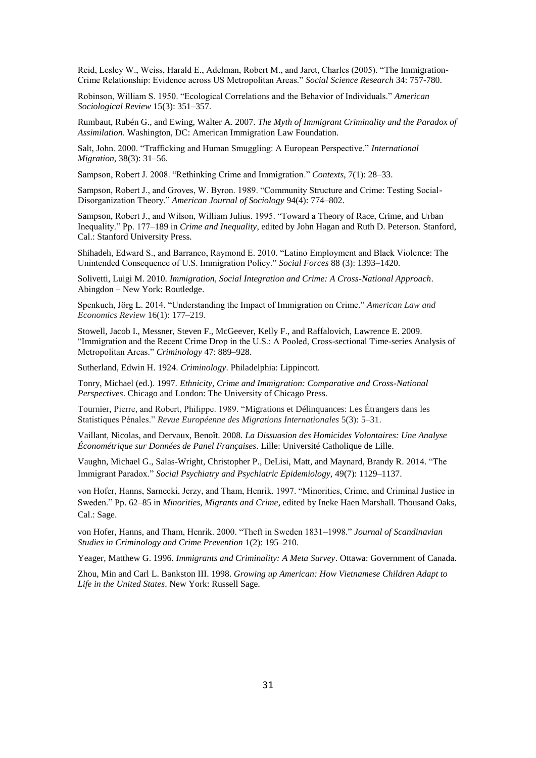Reid, Lesley W., Weiss, Harald E., Adelman, Robert M., and Jaret, Charles (2005). "The Immigration-Crime Relationship: Evidence across US Metropolitan Areas." *Social Science Research* 34: 757-780.

Robinson, William S. 1950. "Ecological Correlations and the Behavior of Individuals." *American Sociological Review* 15(3): 351–357.

Rumbaut, Rubén G., and Ewing, Walter A. 2007. *The Myth of Immigrant Criminality and the Paradox of Assimilation*. Washington, DC: American Immigration Law Foundation.

Salt, John. 2000. "Trafficking and Human Smuggling: A European Perspective." *International Migration*, 38(3): 31–56.

Sampson, Robert J. 2008. "Rethinking Crime and Immigration." *Contexts*, 7(1): 28–33.

Sampson, Robert J., and Groves, W. Byron. 1989. "Community Structure and Crime: Testing Social-Disorganization Theory." *American Journal of Sociology* 94(4): 774–802.

Sampson, Robert J., and Wilson, William Julius. 1995. "Toward a Theory of Race, Crime, and Urban Inequality." Pp. 177–189 in *Crime and Inequality*, edited by John Hagan and Ruth D. Peterson. Stanford, Cal.: Stanford University Press.

Shihadeh, Edward S., and Barranco, Raymond E. 2010. "Latino Employment and Black Violence: The Unintended Consequence of U.S. Immigration Policy." *Social Forces* 88 (3): 1393–1420.

Solivetti, Luigi M. 2010. *Immigration, Social Integration and Crime: A Cross-National Approach*. Abingdon – New York: Routledge.

Spenkuch, Jörg L. 2014. "Understanding the Impact of Immigration on Crime." *American Law and Economics Review* 16(1): 177–219.

Stowell, Jacob I., Messner, Steven F., McGeever, Kelly F., and Raffalovich, Lawrence E. 2009. "Immigration and the Recent Crime Drop in the U.S.: A Pooled, Cross-sectional Time-series Analysis of Metropolitan Areas." *Criminology* 47: 889–928.

Sutherland, Edwin H. 1924. *Criminology*. Philadelphia: Lippincott.

Tonry, Michael (ed.). 1997. *Ethnicity, Crime and Immigration: Comparative and Cross-National Perspectives*. Chicago and London: The University of Chicago Press.

Tournier, Pierre, and Robert, Philippe. 1989. "Migrations et Délinquances: Les Étrangers dans les Statistiques Pénales." *Revue Européenne des Migrations Internationales* 5(3): 5–31.

Vaillant, Nicolas, and Dervaux, Benoît. 2008. *La Dissuasion des Homicides Volontaires: Une Analyse Économétrique sur Données de Panel Françaises*. Lille: Université Catholique de Lille.

Vaughn, Michael G., Salas-Wright, Christopher P., DeLisi, Matt, and Maynard, Brandy R. 2014. "The Immigrant Paradox." *Social Psychiatry and Psychiatric Epidemiology*, 49(7): 1129–1137.

von Hofer, Hanns, Sarnecki, Jerzy, and Tham, Henrik. 1997. "Minorities, Crime, and Criminal Justice in Sweden." Pp. 62–85 in *Minorities, Migrants and Crime*, edited by Ineke Haen Marshall. Thousand Oaks, Cal.: Sage.

von Hofer, Hanns, and Tham, Henrik. 2000. "Theft in Sweden 1831–1998." *Journal of Scandinavian Studies in Criminology and Crime Prevention* 1(2): 195–210.

Yeager, Matthew G. 1996. *Immigrants and Criminality: A Meta Survey*. Ottawa: Government of Canada.

Zhou, Min and Carl L. Bankston III. 1998. *Growing up American: How Vietnamese Children Adapt to Life in the United States*. New York: Russell Sage.